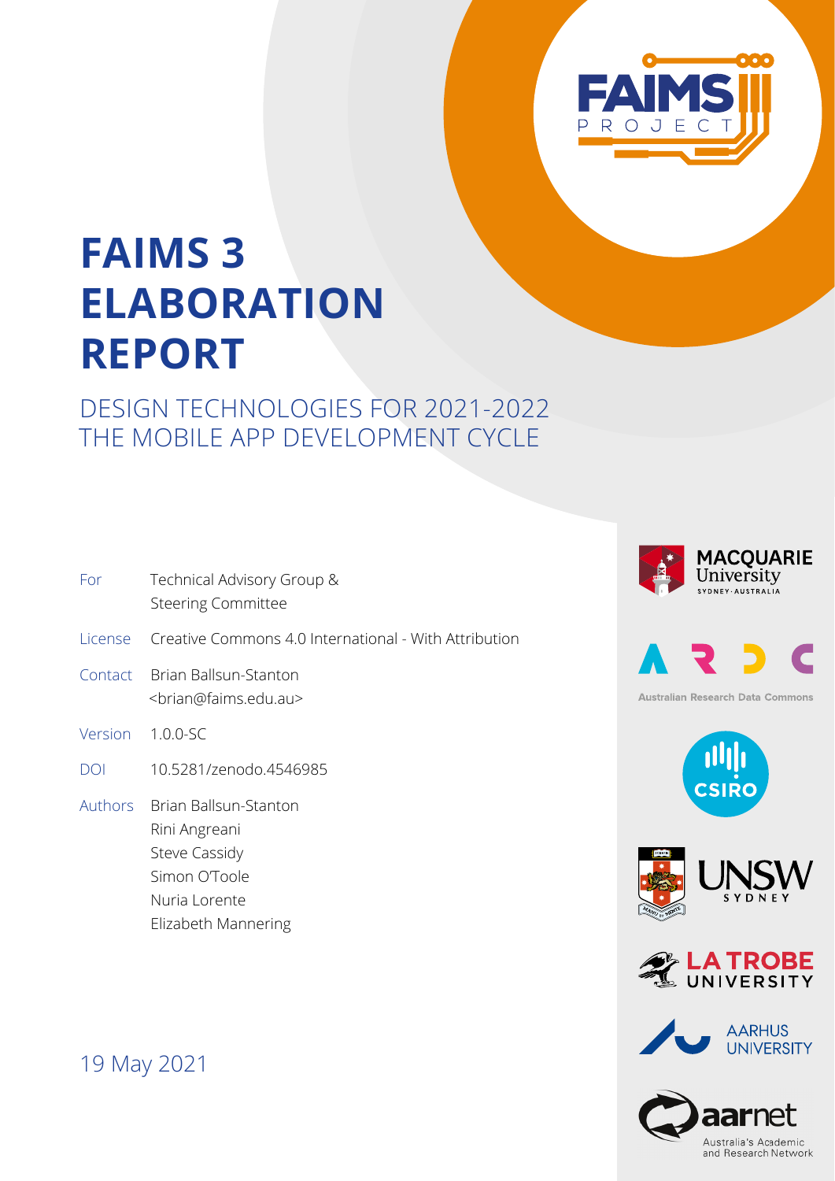# FAIMS 3 ELABORATION REPORT

## DESIGN TECHNOLOGIES FOR 2021-2022 THE MOBILE APP DEVELOPMENT CYCLE

| | |
|---|---|
| For | Technical Advisory Group & Steering Committee |
| License | Creative Commons 4.0 International - With Attribution |
| Contact | Brian Ballsun-Stanton <brian@faims.edu.au> |
| Version | 1.0.0-SC |
| DOI | 10.5281/zenodo.4546985 |
| Authors | Brian Ballsun-Stanton<br>Rini Angreani<br>Steve Cassidy<br>Simon O'Toole<br>Nuria Lorente<br>Elizabeth Mannering |

19 May 2021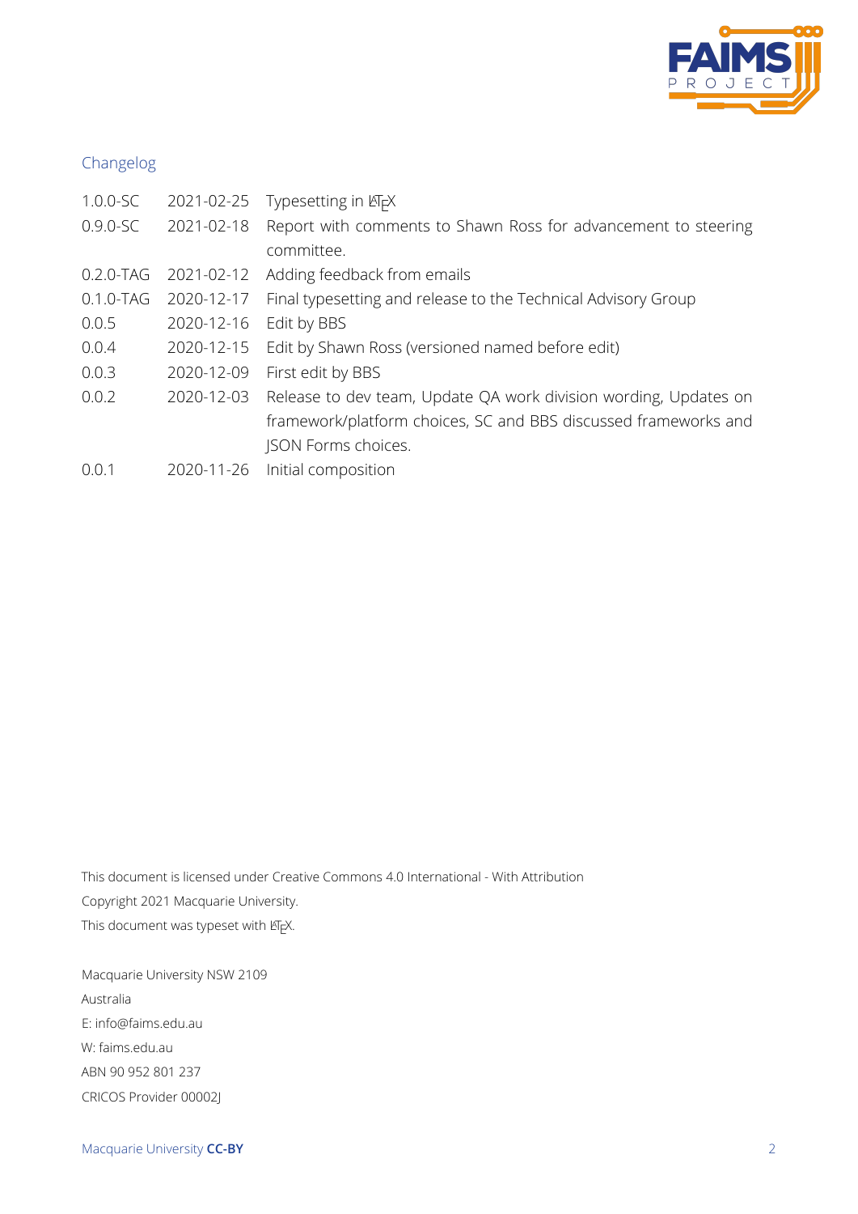## Changelog

| | | |
|---|---|---|
| 1.0.0-SC | 2021-02-25 | Typesetting in LaTeX |
| 0.9.0-SC | 2021-02-18 | Report with comments to Shawn Ross for advancement to steering committee. |
| 0.2.0-TAG | 2021-02-12 | Adding feedback from emails |
| 0.1.0-TAG | 2020-12-17 | Final typesetting and release to the Technical Advisory Group |
| 0.0.5 | 2020-12-16 | Edit by BBS |
| 0.0.4 | 2020-12-15 | Edit by Shawn Ross (versioned named before edit) |
| 0.0.3 | 2020-12-09 | First edit by BBS |
| 0.0.2 | 2020-12-03 | Release to dev team, Update QA work division wording, Updates on framework/platform choices, SC and BBS discussed frameworks and JSON Forms choices. |
| 0.0.1 | 2020-11-26 | Initial composition |

This document is licensed under Creative Commons 4.0 International - With Attribution

Copyright 2021 Macquarie University.

This document was typeset with LaTeX.

Macquarie University NSW 2109

Australia

E: info@faims.edu.au

W: faims.edu.au

ABN 90 952 801 237

CRICOS Provider 00002J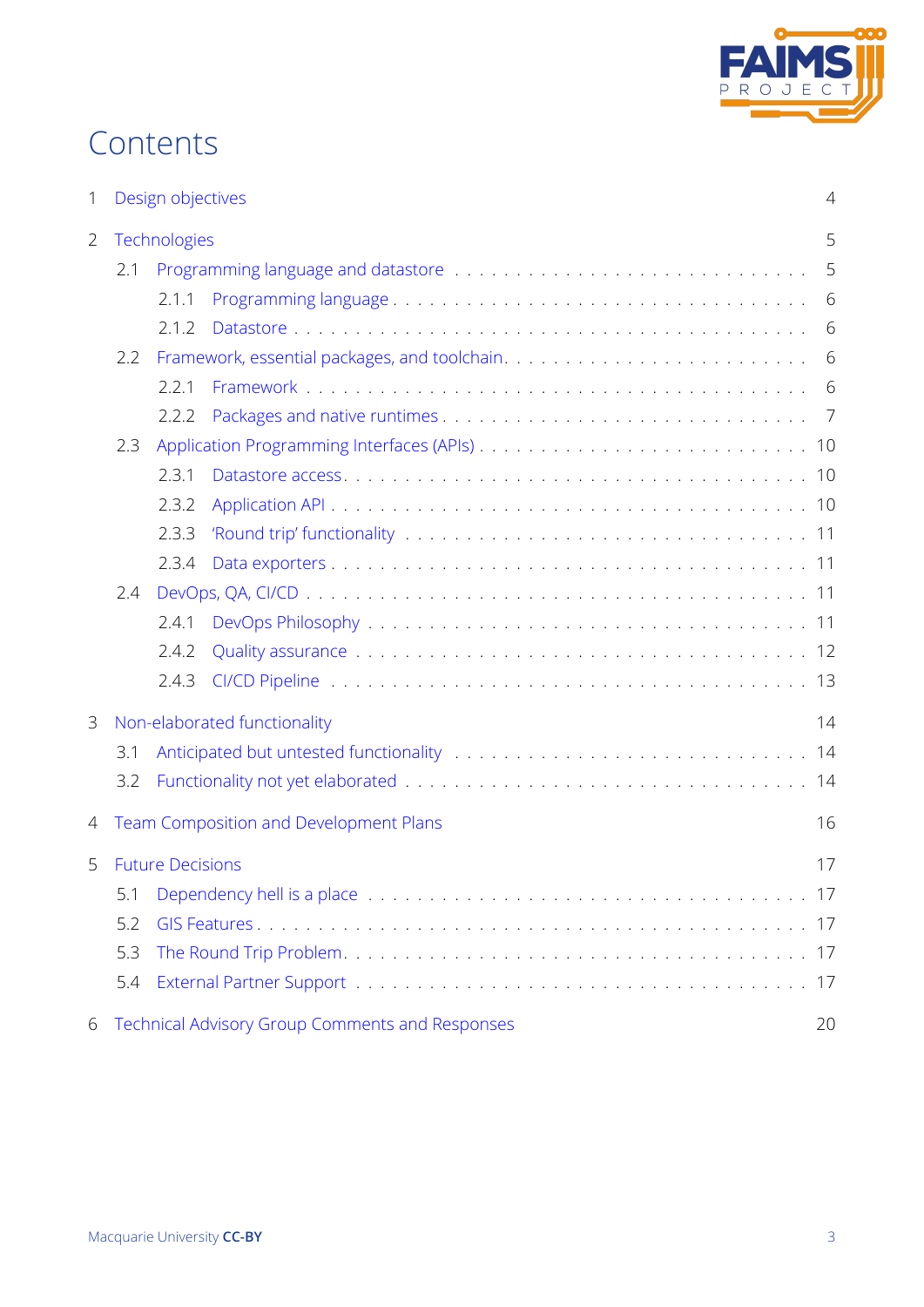# Contents

1 Design objectives — 4

2 Technologies — 5

- 2.1 Programming language and datastore — 5
  - 2.1.1 Programming language — 6
  - 2.1.2 Datastore — 6
- 2.2 Framework, essential packages, and toolchain — 6
  - 2.2.1 Framework — 6
  - 2.2.2 Packages and native runtimes — 7
- 2.3 Application Programming Interfaces (APIs) — 10
  - 2.3.1 Datastore access — 10
  - 2.3.2 Application API — 10
  - 2.3.3 'Round trip' functionality — 11
  - 2.3.4 Data exporters — 11
- 2.4 DevOps, QA, CI/CD — 11
  - 2.4.1 DevOps Philosophy — 11
  - 2.4.2 Quality assurance — 12
  - 2.4.3 CI/CD Pipeline — 13

3 Non-elaborated functionality — 14

- 3.1 Anticipated but untested functionality — 14
- 3.2 Functionality not yet elaborated — 14

4 Team Composition and Development Plans — 16

5 Future Decisions — 17

- 5.1 Dependency hell is a place — 17
- 5.2 GIS Features — 17
- 5.3 The Round Trip Problem — 17
- 5.4 External Partner Support — 17

6 Technical Advisory Group Comments and Responses — 20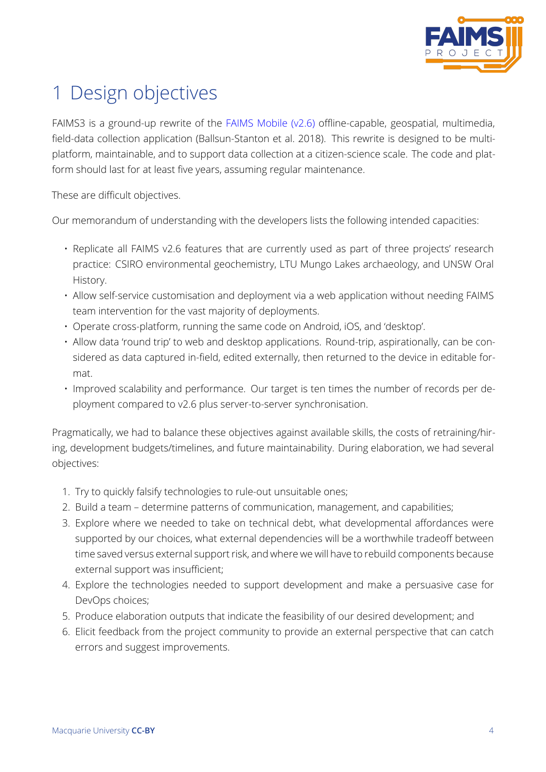# 1 Design objectives

FAIMS3 is a ground-up rewrite of the FAIMS Mobile (v2.6) offline-capable, geospatial, multimedia, field-data collection application (Ballsun-Stanton et al. 2018). This rewrite is designed to be multi-platform, maintainable, and to support data collection at a citizen-science scale. The code and platform should last for at least five years, assuming regular maintenance.

These are difficult objectives.

Our memorandum of understanding with the developers lists the following intended capacities:

- Replicate all FAIMS v2.6 features that are currently used as part of three projects' research practice: CSIRO environmental geochemistry, LTU Mungo Lakes archaeology, and UNSW Oral History.
- Allow self-service customisation and deployment via a web application without needing FAIMS team intervention for the vast majority of deployments.
- Operate cross-platform, running the same code on Android, iOS, and 'desktop'.
- Allow data 'round trip' to web and desktop applications. Round-trip, aspirationally, can be considered as data captured in-field, edited externally, then returned to the device in editable format.
- Improved scalability and performance. Our target is ten times the number of records per deployment compared to v2.6 plus server-to-server synchronisation.

Pragmatically, we had to balance these objectives against available skills, the costs of retraining/hiring, development budgets/timelines, and future maintainability. During elaboration, we had several objectives:

1. Try to quickly falsify technologies to rule-out unsuitable ones;
2. Build a team – determine patterns of communication, management, and capabilities;
3. Explore where we needed to take on technical debt, what developmental affordances were supported by our choices, what external dependencies will be a worthwhile tradeoff between time saved versus external support risk, and where we will have to rebuild components because external support was insufficient;
4. Explore the technologies needed to support development and make a persuasive case for DevOps choices;
5. Produce elaboration outputs that indicate the feasibility of our desired development; and
6. Elicit feedback from the project community to provide an external perspective that can catch errors and suggest improvements.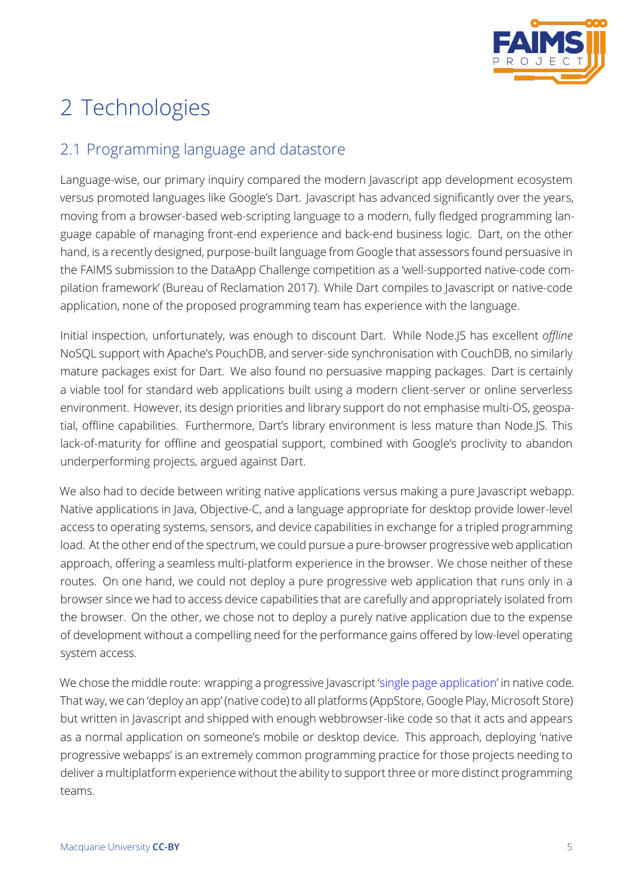# 2 Technologies

## 2.1 Programming language and datastore

Language-wise, our primary inquiry compared the modern Javascript app development ecosystem versus promoted languages like Google's Dart. Javascript has advanced significantly over the years, moving from a browser-based web-scripting language to a modern, fully fledged programming language capable of managing front-end experience and back-end business logic. Dart, on the other hand, is a recently designed, purpose-built language from Google that assessors found persuasive in the FAIMS submission to the DataApp Challenge competition as a 'well-supported native-code compilation framework' (Bureau of Reclamation 2017). While Dart compiles to Javascript or native-code application, none of the proposed programming team has experience with the language.

Initial inspection, unfortunately, was enough to discount Dart. While Node.JS has excellent *offline* NoSQL support with Apache's PouchDB, and server-side synchronisation with CouchDB, no similarly mature packages exist for Dart. We also found no persuasive mapping packages. Dart is certainly a viable tool for standard web applications built using a modern client-server or online serverless environment. However, its design priorities and library support do not emphasise multi-OS, geospatial, offline capabilities. Furthermore, Dart's library environment is less mature than Node.JS. This lack-of-maturity for offline and geospatial support, combined with Google's proclivity to abandon underperforming projects, argued against Dart.

We also had to decide between writing native applications versus making a pure Javascript webapp. Native applications in Java, Objective-C, and a language appropriate for desktop provide lower-level access to operating systems, sensors, and device capabilities in exchange for a tripled programming load. At the other end of the spectrum, we could pursue a pure-browser progressive web application approach, offering a seamless multi-platform experience in the browser. We chose neither of these routes. On one hand, we could not deploy a pure progressive web application that runs only in a browser since we had to access device capabilities that are carefully and appropriately isolated from the browser. On the other, we chose not to deploy a purely native application due to the expense of development without a compelling need for the performance gains offered by low-level operating system access.

We chose the middle route: wrapping a progressive Javascript 'single page application' in native code. That way, we can 'deploy an app' (native code) to all platforms (AppStore, Google Play, Microsoft Store) but written in Javascript and shipped with enough webbrowser-like code so that it acts and appears as a normal application on someone's mobile or desktop device. This approach, deploying 'native progressive webapps' is an extremely common programming practice for those projects needing to deliver a multiplatform experience without the ability to support three or more distinct programming teams.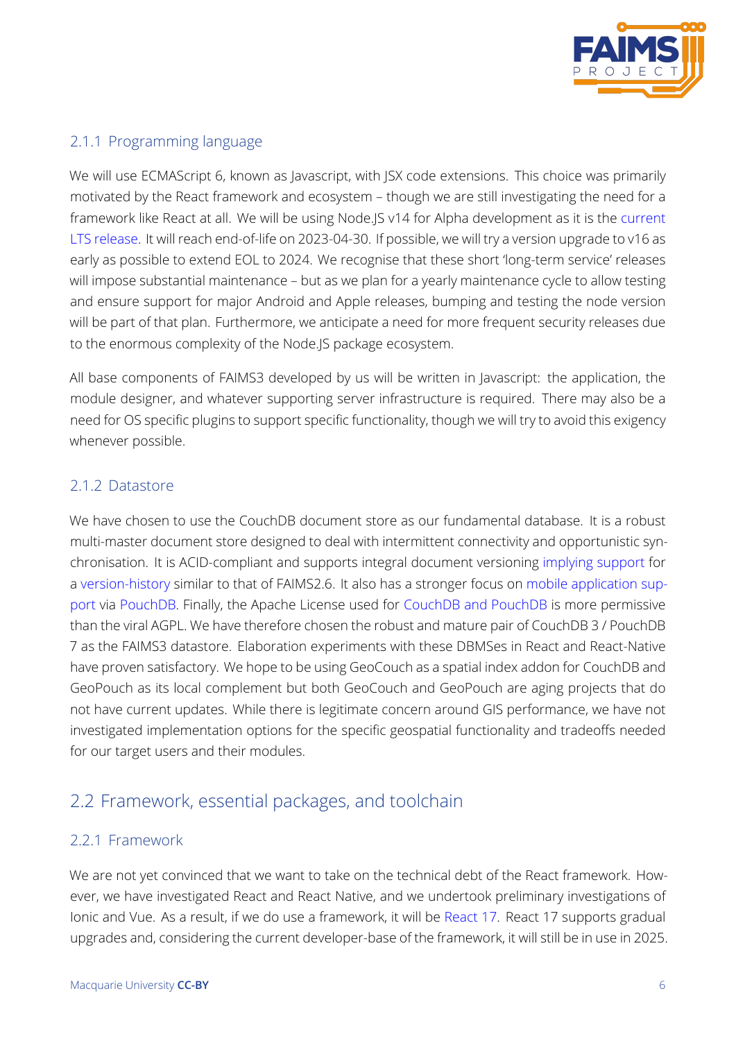### 2.1.1 Programming language

We will use ECMAScript 6, known as Javascript, with JSX code extensions. This choice was primarily motivated by the React framework and ecosystem – though we are still investigating the need for a framework like React at all. We will be using Node.JS v14 for Alpha development as it is the current LTS release. It will reach end-of-life on 2023-04-30. If possible, we will try a version upgrade to v16 as early as possible to extend EOL to 2024. We recognise that these short 'long-term service' releases will impose substantial maintenance – but as we plan for a yearly maintenance cycle to allow testing and ensure support for major Android and Apple releases, bumping and testing the node version will be part of that plan. Furthermore, we anticipate a need for more frequent security releases due to the enormous complexity of the Node.JS package ecosystem.

All base components of FAIMS3 developed by us will be written in Javascript: the application, the module designer, and whatever supporting server infrastructure is required. There may also be a need for OS specific plugins to support specific functionality, though we will try to avoid this exigency whenever possible.

### 2.1.2 Datastore

We have chosen to use the CouchDB document store as our fundamental database. It is a robust multi-master document store designed to deal with intermittent connectivity and opportunistic synchronisation. It is ACID-compliant and supports integral document versioning implying support for a version-history similar to that of FAIMS2.6. It also has a stronger focus on mobile application support via PouchDB. Finally, the Apache License used for CouchDB and PouchDB is more permissive than the viral AGPL. We have therefore chosen the robust and mature pair of CouchDB 3 / PouchDB 7 as the FAIMS3 datastore. Elaboration experiments with these DBMSes in React and React-Native have proven satisfactory. We hope to be using GeoCouch as a spatial index addon for CouchDB and GeoPouch as its local complement but both GeoCouch and GeoPouch are aging projects that do not have current updates. While there is legitimate concern around GIS performance, we have not investigated implementation options for the specific geospatial functionality and tradeoffs needed for our target users and their modules.

## 2.2 Framework, essential packages, and toolchain

### 2.2.1 Framework

We are not yet convinced that we want to take on the technical debt of the React framework. However, we have investigated React and React Native, and we undertook preliminary investigations of Ionic and Vue. As a result, if we do use a framework, it will be React 17. React 17 supports gradual upgrades and, considering the current developer-base of the framework, it will still be in use in 2025.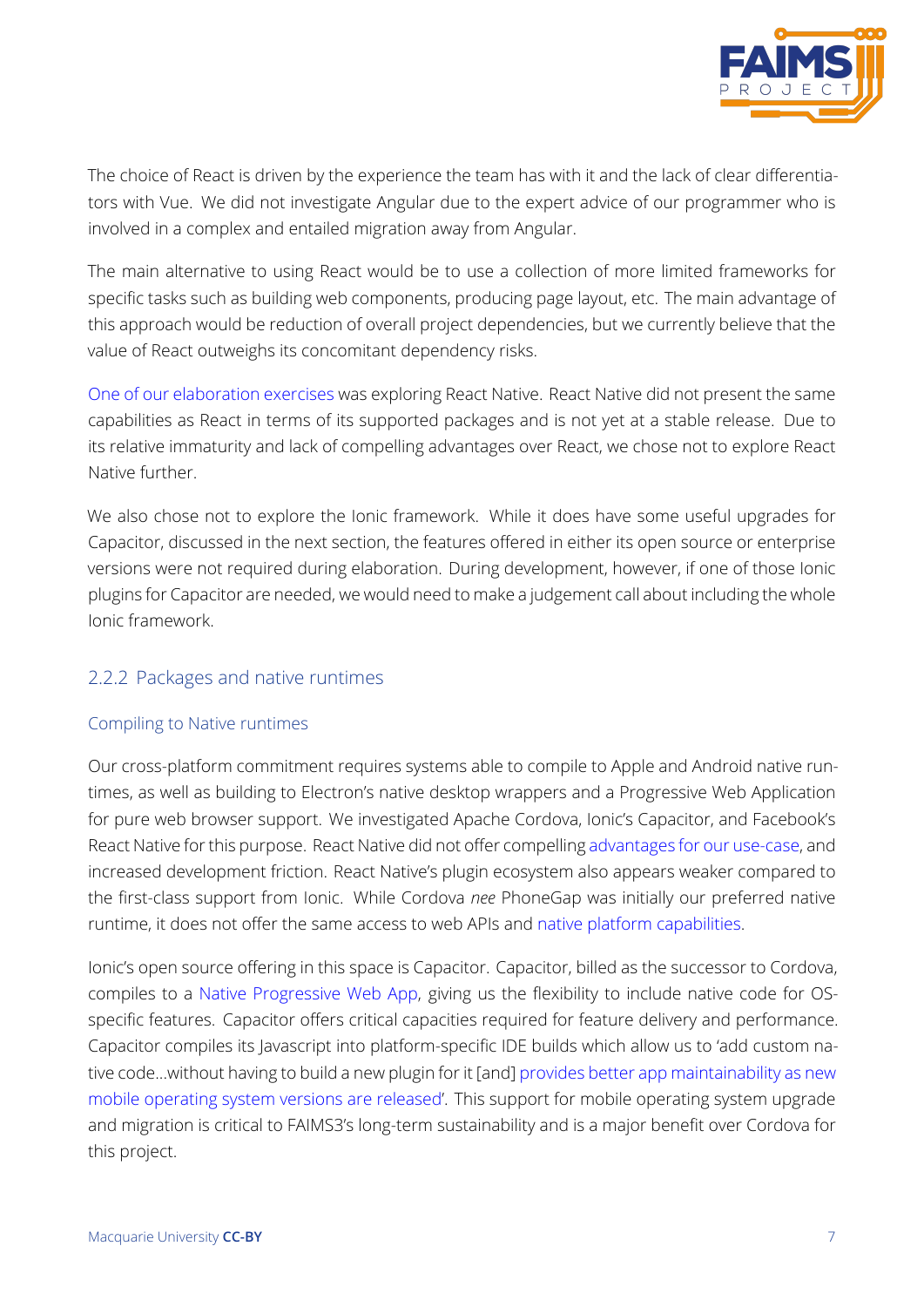The choice of React is driven by the experience the team has with it and the lack of clear differentiators with Vue. We did not investigate Angular due to the expert advice of our programmer who is involved in a complex and entailed migration away from Angular.

The main alternative to using React would be to use a collection of more limited frameworks for specific tasks such as building web components, producing page layout, etc. The main advantage of this approach would be reduction of overall project dependencies, but we currently believe that the value of React outweighs its concomitant dependency risks.

One of our elaboration exercises was exploring React Native. React Native did not present the same capabilities as React in terms of its supported packages and is not yet at a stable release. Due to its relative immaturity and lack of compelling advantages over React, we chose not to explore React Native further.

We also chose not to explore the Ionic framework. While it does have some useful upgrades for Capacitor, discussed in the next section, the features offered in either its open source or enterprise versions were not required during elaboration. During development, however, if one of those Ionic plugins for Capacitor are needed, we would need to make a judgement call about including the whole Ionic framework.

### 2.2.2 Packages and native runtimes

#### Compiling to Native runtimes

Our cross-platform commitment requires systems able to compile to Apple and Android native runtimes, as well as building to Electron's native desktop wrappers and a Progressive Web Application for pure web browser support. We investigated Apache Cordova, Ionic's Capacitor, and Facebook's React Native for this purpose. React Native did not offer compelling advantages for our use-case, and increased development friction. React Native's plugin ecosystem also appears weaker compared to the first-class support from Ionic. While Cordova *nee* PhoneGap was initially our preferred native runtime, it does not offer the same access to web APIs and native platform capabilities.

Ionic's open source offering in this space is Capacitor. Capacitor, billed as the successor to Cordova, compiles to a Native Progressive Web App, giving us the flexibility to include native code for OS-specific features. Capacitor offers critical capacities required for feature delivery and performance. Capacitor compiles its Javascript into platform-specific IDE builds which allow us to 'add custom native code…without having to build a new plugin for it [and] provides better app maintainability as new mobile operating system versions are released'. This support for mobile operating system upgrade and migration is critical to FAIMS3's long-term sustainability and is a major benefit over Cordova for this project.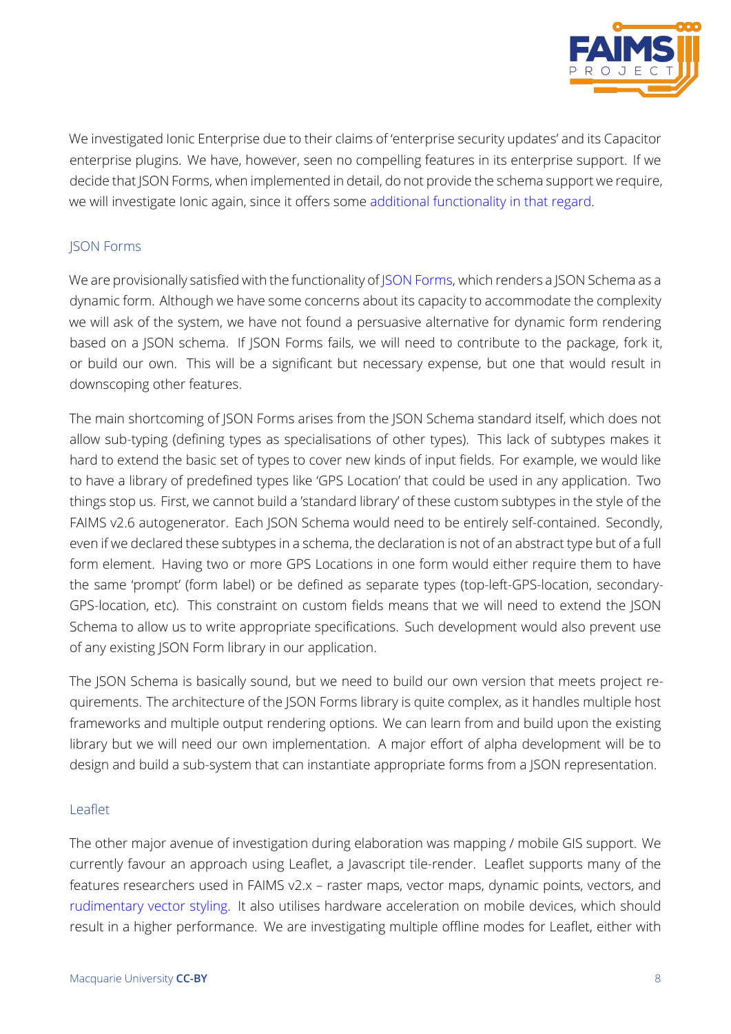We investigated Ionic Enterprise due to their claims of 'enterprise security updates' and its Capacitor enterprise plugins. We have, however, seen no compelling features in its enterprise support. If we decide that JSON Forms, when implemented in detail, do not provide the schema support we require, we will investigate Ionic again, since it offers some additional functionality in that regard.

### JSON Forms

We are provisionally satisfied with the functionality of JSON Forms, which renders a JSON Schema as a dynamic form. Although we have some concerns about its capacity to accommodate the complexity we will ask of the system, we have not found a persuasive alternative for dynamic form rendering based on a JSON schema. If JSON Forms fails, we will need to contribute to the package, fork it, or build our own. This will be a significant but necessary expense, but one that would result in downscoping other features.

The main shortcoming of JSON Forms arises from the JSON Schema standard itself, which does not allow sub-typing (defining types as specialisations of other types). This lack of subtypes makes it hard to extend the basic set of types to cover new kinds of input fields. For example, we would like to have a library of predefined types like 'GPS Location' that could be used in any application. Two things stop us. First, we cannot build a 'standard library' of these custom subtypes in the style of the FAIMS v2.6 autogenerator. Each JSON Schema would need to be entirely self-contained. Secondly, even if we declared these subtypes in a schema, the declaration is not of an abstract type but of a full form element. Having two or more GPS Locations in one form would either require them to have the same 'prompt' (form label) or be defined as separate types (top-left-GPS-location, secondary-GPS-location, etc). This constraint on custom fields means that we will need to extend the JSON Schema to allow us to write appropriate specifications. Such development would also prevent use of any existing JSON Form library in our application.

The JSON Schema is basically sound, but we need to build our own version that meets project requirements. The architecture of the JSON Forms library is quite complex, as it handles multiple host frameworks and multiple output rendering options. We can learn from and build upon the existing library but we will need our own implementation. A major effort of alpha development will be to design and build a sub-system that can instantiate appropriate forms from a JSON representation.

### Leaflet

The other major avenue of investigation during elaboration was mapping / mobile GIS support. We currently favour an approach using Leaflet, a Javascript tile-render. Leaflet supports many of the features researchers used in FAIMS v2.x – raster maps, vector maps, dynamic points, vectors, and rudimentary vector styling. It also utilises hardware acceleration on mobile devices, which should result in a higher performance. We are investigating multiple offline modes for Leaflet, either with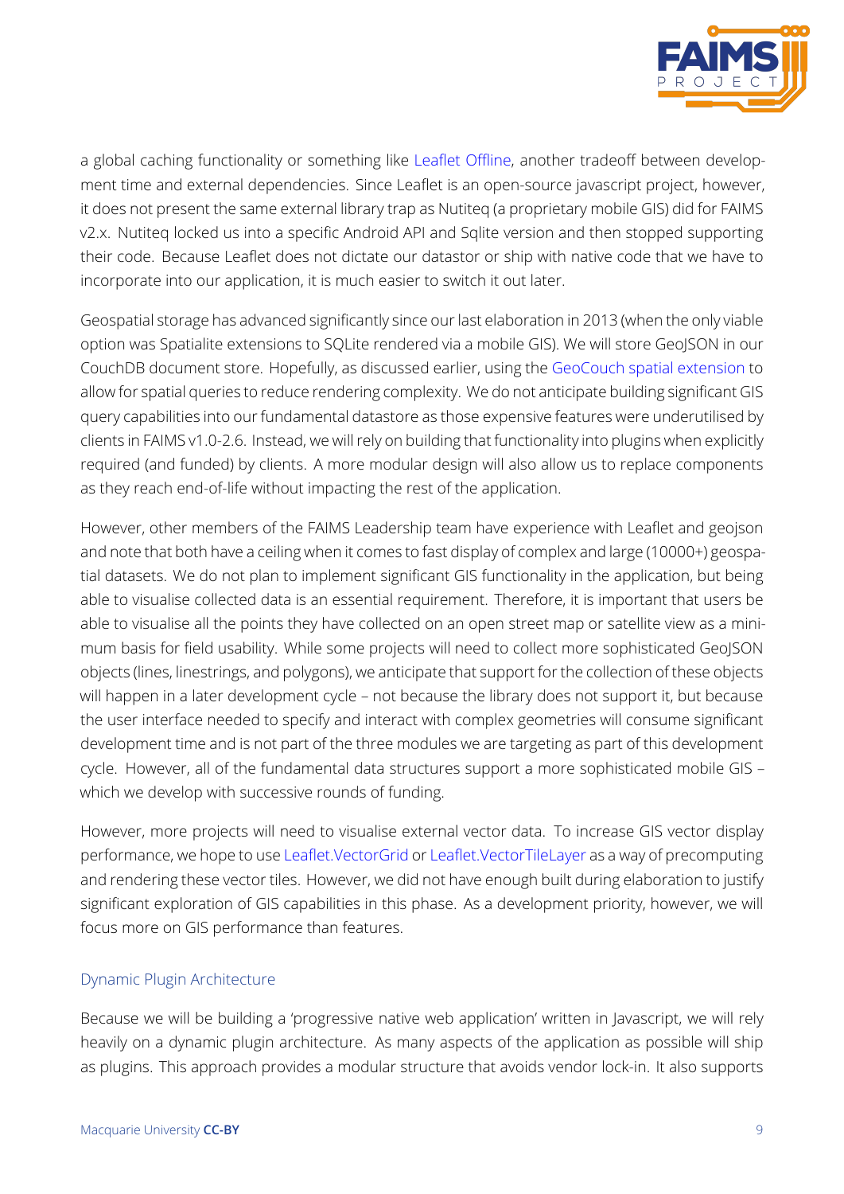a global caching functionality or something like Leaflet Offline, another tradeoff between development time and external dependencies. Since Leaflet is an open-source javascript project, however, it does not present the same external library trap as Nutiteq (a proprietary mobile GIS) did for FAIMS v2.x. Nutiteq locked us into a specific Android API and Sqlite version and then stopped supporting their code. Because Leaflet does not dictate our datastor or ship with native code that we have to incorporate into our application, it is much easier to switch it out later.

Geospatial storage has advanced significantly since our last elaboration in 2013 (when the only viable option was Spatialite extensions to SQLite rendered via a mobile GIS). We will store GeoJSON in our CouchDB document store. Hopefully, as discussed earlier, using the GeoCouch spatial extension to allow for spatial queries to reduce rendering complexity. We do not anticipate building significant GIS query capabilities into our fundamental datastore as those expensive features were underutilised by clients in FAIMS v1.0-2.6. Instead, we will rely on building that functionality into plugins when explicitly required (and funded) by clients. A more modular design will also allow us to replace components as they reach end-of-life without impacting the rest of the application.

However, other members of the FAIMS Leadership team have experience with Leaflet and geojson and note that both have a ceiling when it comes to fast display of complex and large (10000+) geospatial datasets. We do not plan to implement significant GIS functionality in the application, but being able to visualise collected data is an essential requirement. Therefore, it is important that users be able to visualise all the points they have collected on an open street map or satellite view as a minimum basis for field usability. While some projects will need to collect more sophisticated GeoJSON objects (lines, linestrings, and polygons), we anticipate that support for the collection of these objects will happen in a later development cycle – not because the library does not support it, but because the user interface needed to specify and interact with complex geometries will consume significant development time and is not part of the three modules we are targeting as part of this development cycle. However, all of the fundamental data structures support a more sophisticated mobile GIS – which we develop with successive rounds of funding.

However, more projects will need to visualise external vector data. To increase GIS vector display performance, we hope to use Leaflet.VectorGrid or Leaflet.VectorTileLayer as a way of precomputing and rendering these vector tiles. However, we did not have enough built during elaboration to justify significant exploration of GIS capabilities in this phase. As a development priority, however, we will focus more on GIS performance than features.

### Dynamic Plugin Architecture

Because we will be building a 'progressive native web application' written in Javascript, we will rely heavily on a dynamic plugin architecture. As many aspects of the application as possible will ship as plugins. This approach provides a modular structure that avoids vendor lock-in. It also supports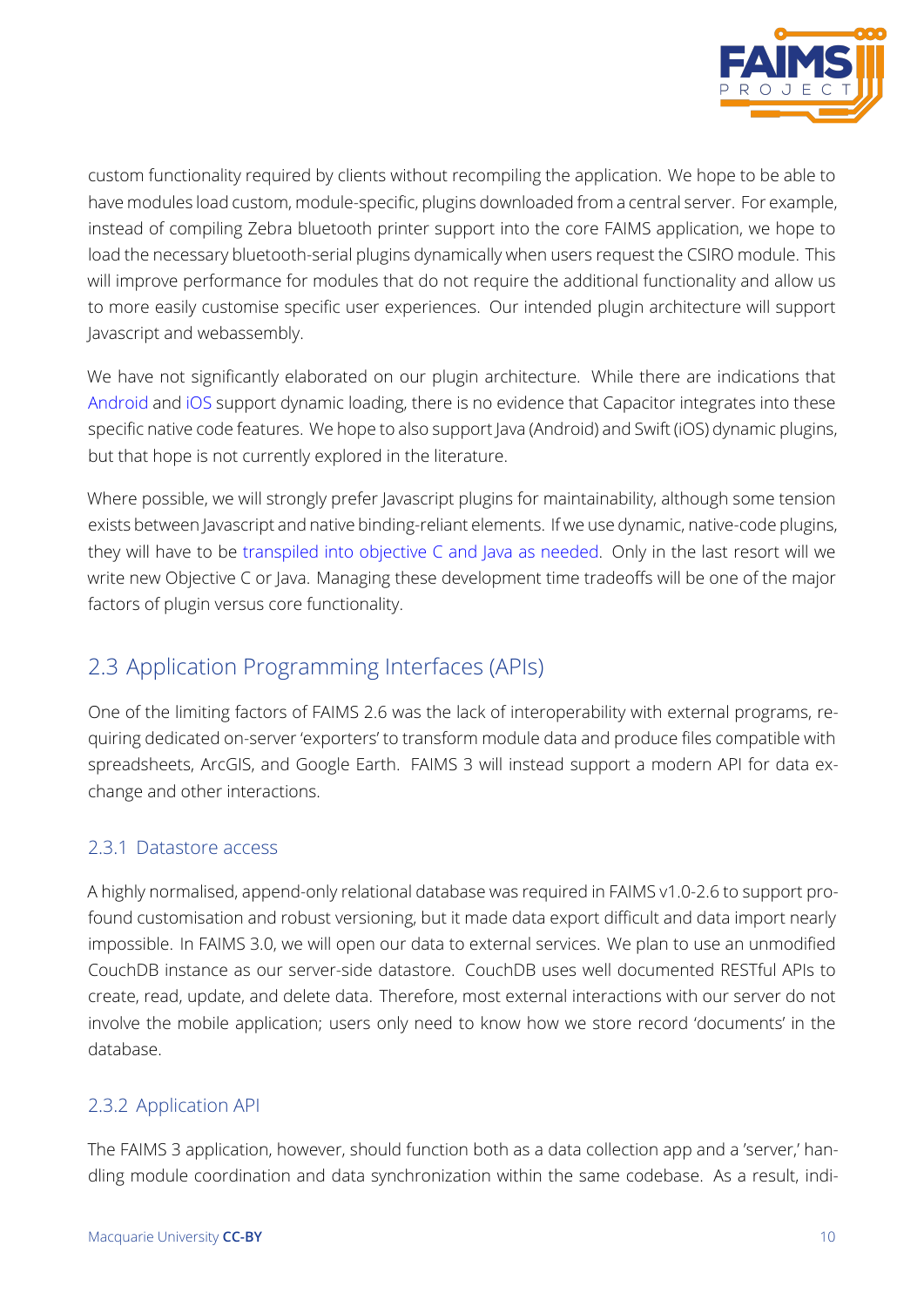custom functionality required by clients without recompiling the application. We hope to be able to have modules load custom, module-specific, plugins downloaded from a central server. For example, instead of compiling Zebra bluetooth printer support into the core FAIMS application, we hope to load the necessary bluetooth-serial plugins dynamically when users request the CSIRO module. This will improve performance for modules that do not require the additional functionality and allow us to more easily customise specific user experiences. Our intended plugin architecture will support Javascript and webassembly.

We have not significantly elaborated on our plugin architecture. While there are indications that Android and iOS support dynamic loading, there is no evidence that Capacitor integrates into these specific native code features. We hope to also support Java (Android) and Swift (iOS) dynamic plugins, but that hope is not currently explored in the literature.

Where possible, we will strongly prefer Javascript plugins for maintainability, although some tension exists between Javascript and native binding-reliant elements. If we use dynamic, native-code plugins, they will have to be transpiled into objective C and Java as needed. Only in the last resort will we write new Objective C or Java. Managing these development time tradeoffs will be one of the major factors of plugin versus core functionality.

## 2.3 Application Programming Interfaces (APIs)

One of the limiting factors of FAIMS 2.6 was the lack of interoperability with external programs, requiring dedicated on-server 'exporters' to transform module data and produce files compatible with spreadsheets, ArcGIS, and Google Earth. FAIMS 3 will instead support a modern API for data exchange and other interactions.

### 2.3.1 Datastore access

A highly normalised, append-only relational database was required in FAIMS v1.0-2.6 to support profound customisation and robust versioning, but it made data export difficult and data import nearly impossible. In FAIMS 3.0, we will open our data to external services. We plan to use an unmodified CouchDB instance as our server-side datastore. CouchDB uses well documented RESTful APIs to create, read, update, and delete data. Therefore, most external interactions with our server do not involve the mobile application; users only need to know how we store record 'documents' in the database.

### 2.3.2 Application API

The FAIMS 3 application, however, should function both as a data collection app and a 'server,' handling module coordination and data synchronization within the same codebase. As a result, indi-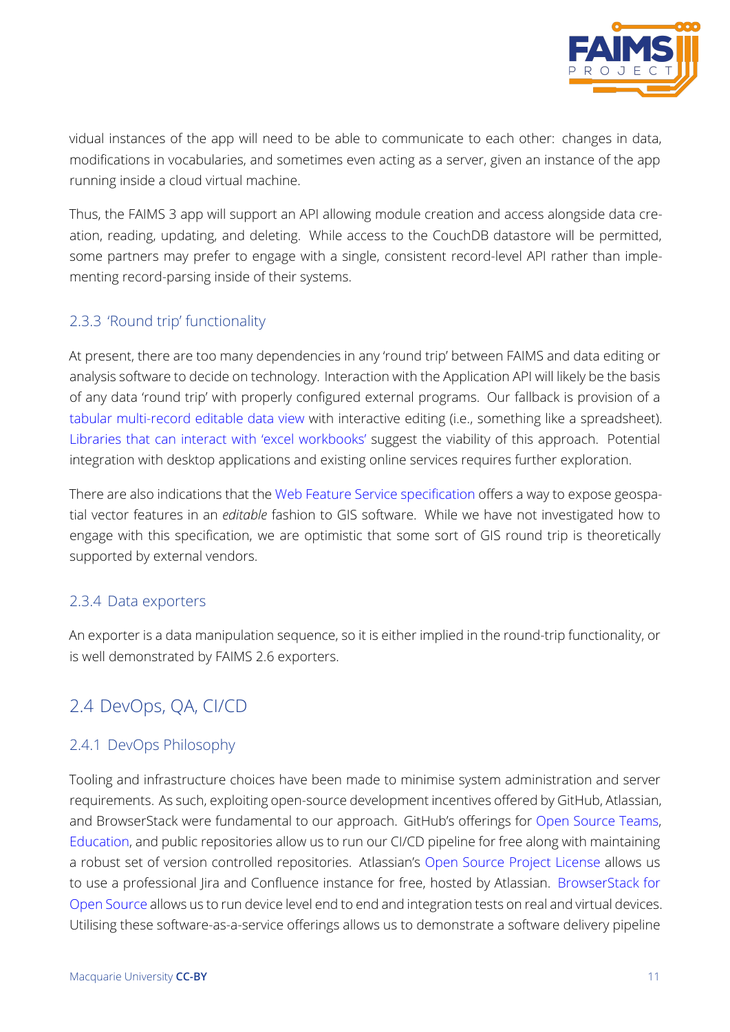vidual instances of the app will need to be able to communicate to each other: changes in data, modifications in vocabularies, and sometimes even acting as a server, given an instance of the app running inside a cloud virtual machine.

Thus, the FAIMS 3 app will support an API allowing module creation and access alongside data creation, reading, updating, and deleting. While access to the CouchDB datastore will be permitted, some partners may prefer to engage with a single, consistent record-level API rather than implementing record-parsing inside of their systems.

### 2.3.3 'Round trip' functionality

At present, there are too many dependencies in any 'round trip' between FAIMS and data editing or analysis software to decide on technology. Interaction with the Application API will likely be the basis of any data 'round trip' with properly configured external programs. Our fallback is provision of a tabular multi-record editable data view with interactive editing (i.e., something like a spreadsheet). Libraries that can interact with 'excel workbooks' suggest the viability of this approach. Potential integration with desktop applications and existing online services requires further exploration.

There are also indications that the Web Feature Service specification offers a way to expose geospatial vector features in an *editable* fashion to GIS software. While we have not investigated how to engage with this specification, we are optimistic that some sort of GIS round trip is theoretically supported by external vendors.

### 2.3.4 Data exporters

An exporter is a data manipulation sequence, so it is either implied in the round-trip functionality, or is well demonstrated by FAIMS 2.6 exporters.

## 2.4 DevOps, QA, CI/CD

### 2.4.1 DevOps Philosophy

Tooling and infrastructure choices have been made to minimise system administration and server requirements. As such, exploiting open-source development incentives offered by GitHub, Atlassian, and BrowserStack were fundamental to our approach. GitHub's offerings for Open Source Teams, Education, and public repositories allow us to run our CI/CD pipeline for free along with maintaining a robust set of version controlled repositories. Atlassian's Open Source Project License allows us to use a professional Jira and Confluence instance for free, hosted by Atlassian. BrowserStack for Open Source allows us to run device level end to end and integration tests on real and virtual devices. Utilising these software-as-a-service offerings allows us to demonstrate a software delivery pipeline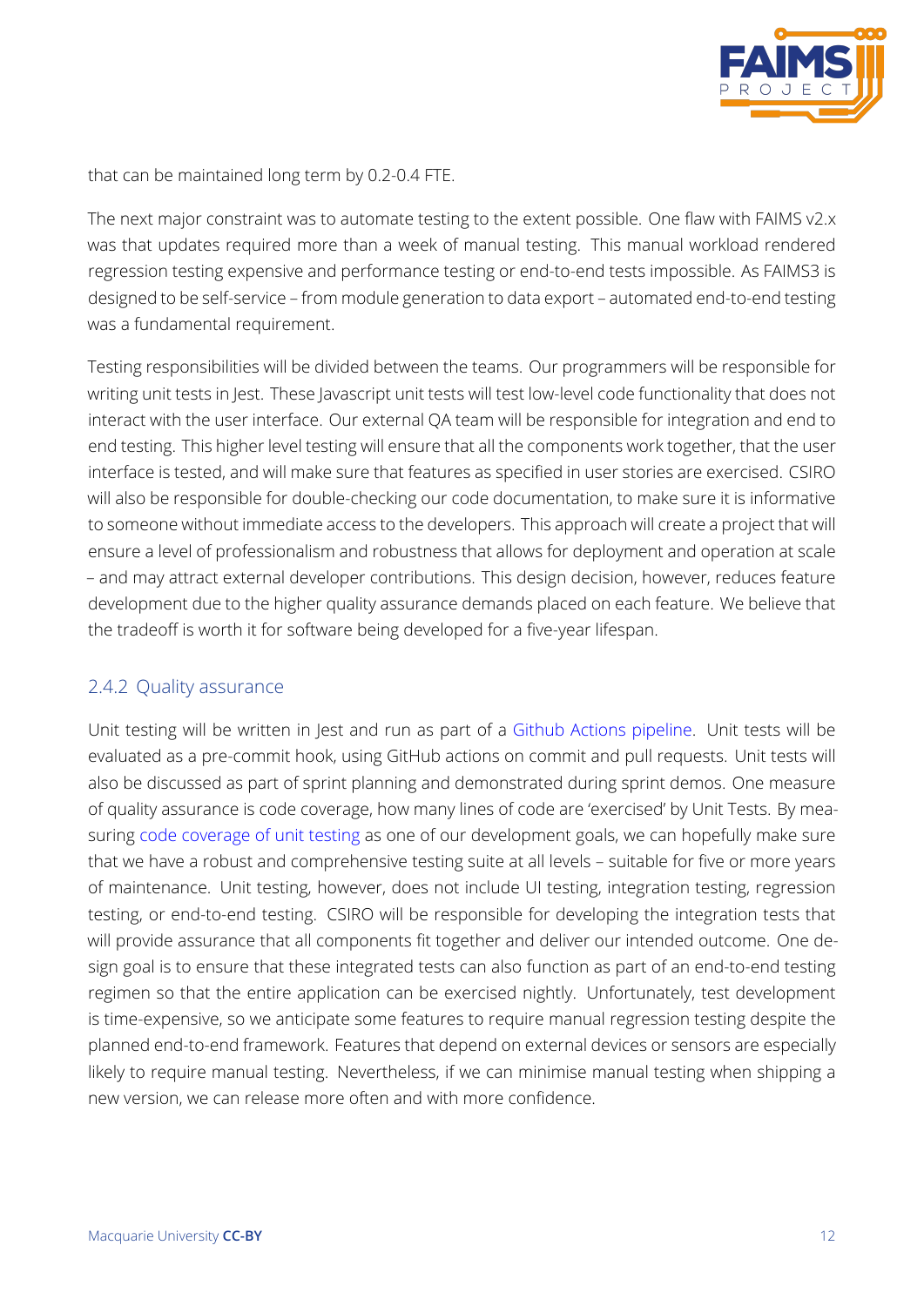that can be maintained long term by 0.2-0.4 FTE.

The next major constraint was to automate testing to the extent possible. One flaw with FAIMS v2.x was that updates required more than a week of manual testing. This manual workload rendered regression testing expensive and performance testing or end-to-end tests impossible. As FAIMS3 is designed to be self-service – from module generation to data export – automated end-to-end testing was a fundamental requirement.

Testing responsibilities will be divided between the teams. Our programmers will be responsible for writing unit tests in Jest. These Javascript unit tests will test low-level code functionality that does not interact with the user interface. Our external QA team will be responsible for integration and end to end testing. This higher level testing will ensure that all the components work together, that the user interface is tested, and will make sure that features as specified in user stories are exercised. CSIRO will also be responsible for double-checking our code documentation, to make sure it is informative to someone without immediate access to the developers. This approach will create a project that will ensure a level of professionalism and robustness that allows for deployment and operation at scale – and may attract external developer contributions. This design decision, however, reduces feature development due to the higher quality assurance demands placed on each feature. We believe that the tradeoff is worth it for software being developed for a five-year lifespan.

### 2.4.2 Quality assurance

Unit testing will be written in Jest and run as part of a Github Actions pipeline. Unit tests will be evaluated as a pre-commit hook, using GitHub actions on commit and pull requests. Unit tests will also be discussed as part of sprint planning and demonstrated during sprint demos. One measure of quality assurance is code coverage, how many lines of code are 'exercised' by Unit Tests. By measuring code coverage of unit testing as one of our development goals, we can hopefully make sure that we have a robust and comprehensive testing suite at all levels – suitable for five or more years of maintenance. Unit testing, however, does not include UI testing, integration testing, regression testing, or end-to-end testing. CSIRO will be responsible for developing the integration tests that will provide assurance that all components fit together and deliver our intended outcome. One design goal is to ensure that these integrated tests can also function as part of an end-to-end testing regimen so that the entire application can be exercised nightly. Unfortunately, test development is time-expensive, so we anticipate some features to require manual regression testing despite the planned end-to-end framework. Features that depend on external devices or sensors are especially likely to require manual testing. Nevertheless, if we can minimise manual testing when shipping a new version, we can release more often and with more confidence.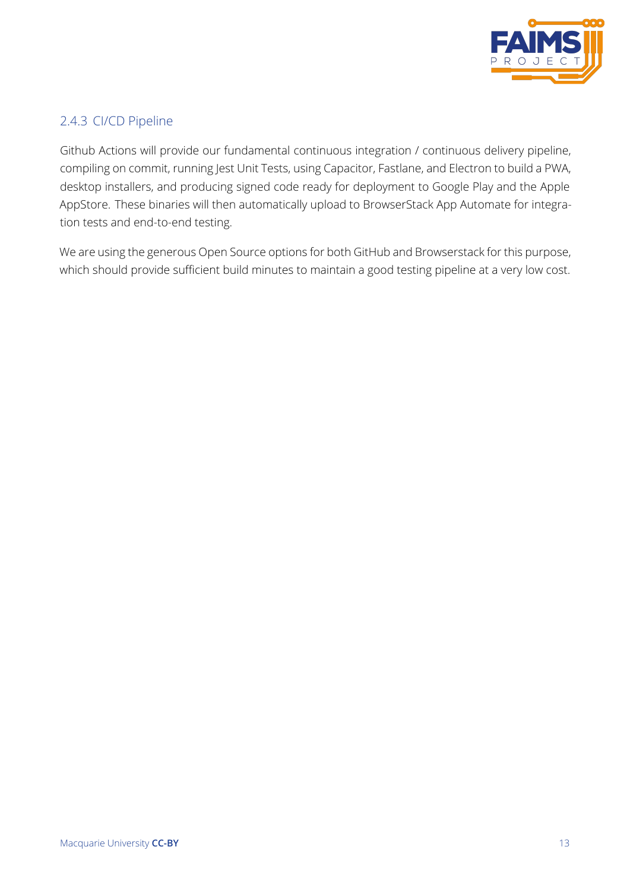### 2.4.3 CI/CD Pipeline

Github Actions will provide our fundamental continuous integration / continuous delivery pipeline, compiling on commit, running Jest Unit Tests, using Capacitor, Fastlane, and Electron to build a PWA, desktop installers, and producing signed code ready for deployment to Google Play and the Apple AppStore. These binaries will then automatically upload to BrowserStack App Automate for integration tests and end-to-end testing.

We are using the generous Open Source options for both GitHub and Browserstack for this purpose, which should provide sufficient build minutes to maintain a good testing pipeline at a very low cost.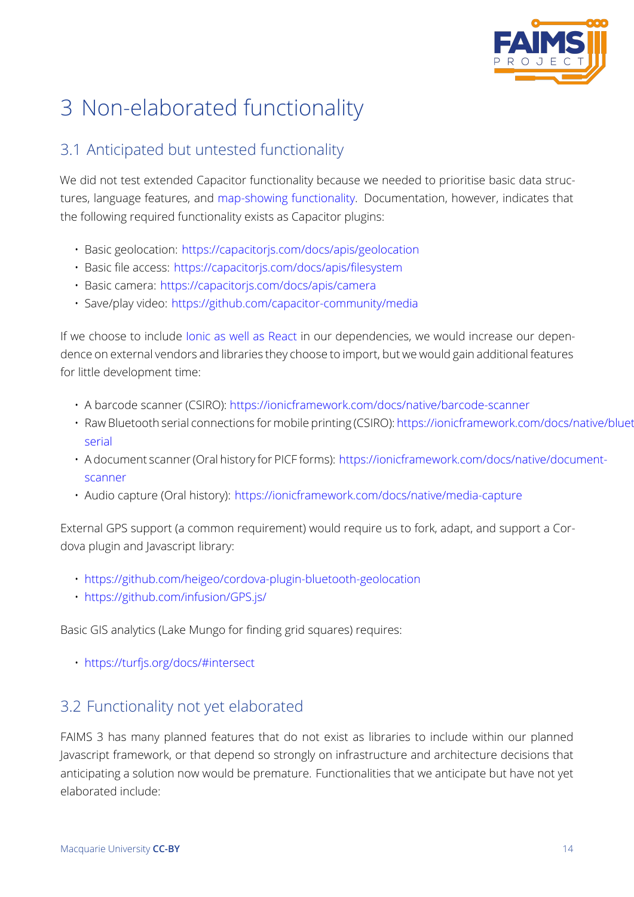# 3 Non-elaborated functionality

## 3.1 Anticipated but untested functionality

We did not test extended Capacitor functionality because we needed to prioritise basic data structures, language features, and map-showing functionality. Documentation, however, indicates that the following required functionality exists as Capacitor plugins:

- Basic geolocation: https://capacitorjs.com/docs/apis/geolocation
- Basic file access: https://capacitorjs.com/docs/apis/filesystem
- Basic camera: https://capacitorjs.com/docs/apis/camera
- Save/play video: https://github.com/capacitor-community/media

If we choose to include Ionic as well as React in our dependencies, we would increase our dependence on external vendors and libraries they choose to import, but we would gain additional features for little development time:

- A barcode scanner (CSIRO): https://ionicframework.com/docs/native/barcode-scanner
- Raw Bluetooth serial connections for mobile printing (CSIRO): https://ionicframework.com/docs/native/bluet serial
- A document scanner (Oral history for PICF forms): https://ionicframework.com/docs/native/document-scanner
- Audio capture (Oral history): https://ionicframework.com/docs/native/media-capture

External GPS support (a common requirement) would require us to fork, adapt, and support a Cordova plugin and Javascript library:

- https://github.com/heigeo/cordova-plugin-bluetooth-geolocation
- https://github.com/infusion/GPS.js/

Basic GIS analytics (Lake Mungo for finding grid squares) requires:

- https://turfjs.org/docs/#intersect

## 3.2 Functionality not yet elaborated

FAIMS 3 has many planned features that do not exist as libraries to include within our planned Javascript framework, or that depend so strongly on infrastructure and architecture decisions that anticipating a solution now would be premature. Functionalities that we anticipate but have not yet elaborated include: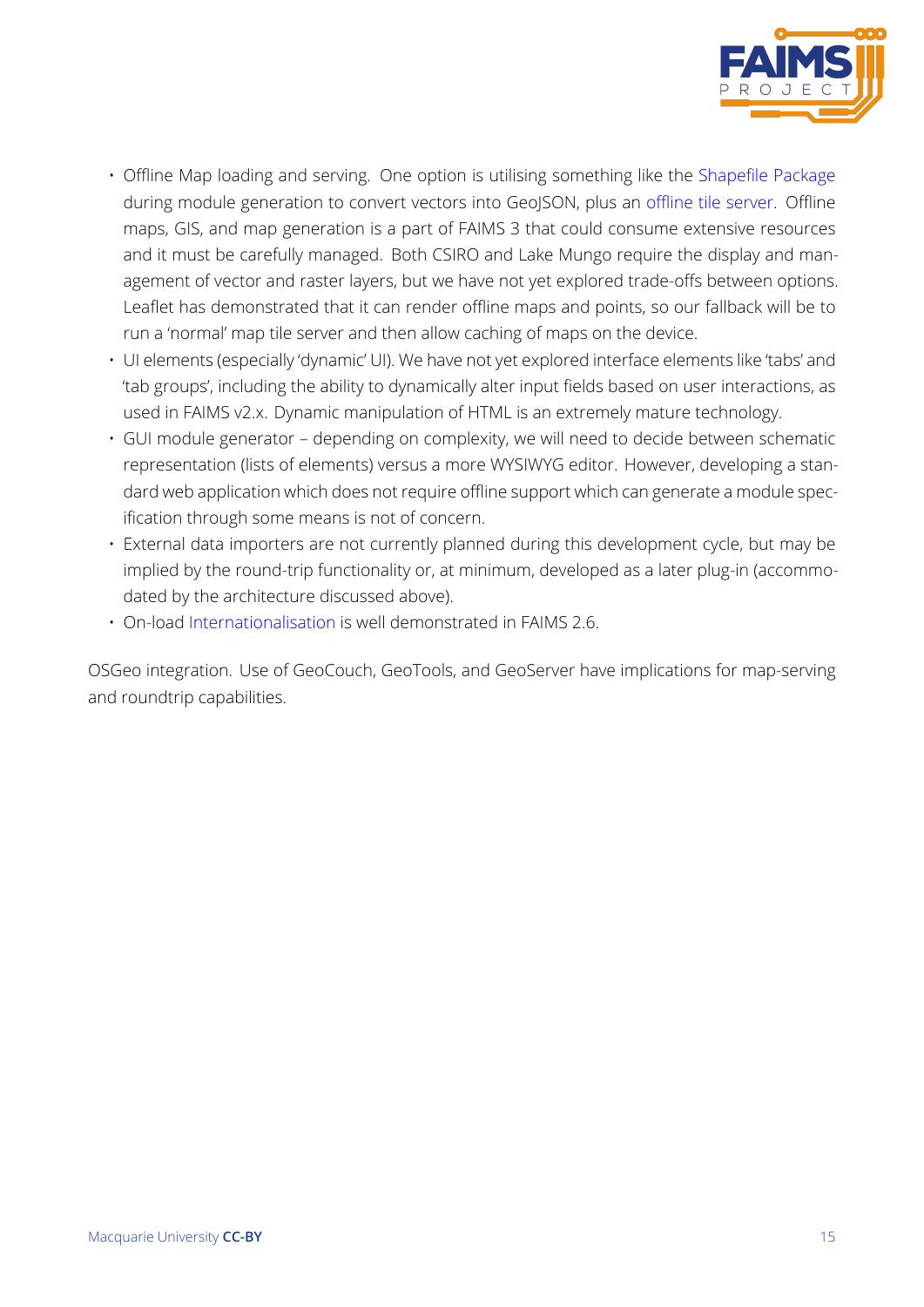- Offline Map loading and serving. One option is utilising something like the Shapefile Package during module generation to convert vectors into GeoJSON, plus an offline tile server. Offline maps, GIS, and map generation is a part of FAIMS 3 that could consume extensive resources and it must be carefully managed. Both CSIRO and Lake Mungo require the display and management of vector and raster layers, but we have not yet explored trade-offs between options. Leaflet has demonstrated that it can render offline maps and points, so our fallback will be to run a 'normal' map tile server and then allow caching of maps on the device.
- UI elements (especially 'dynamic' UI). We have not yet explored interface elements like 'tabs' and 'tab groups', including the ability to dynamically alter input fields based on user interactions, as used in FAIMS v2.x. Dynamic manipulation of HTML is an extremely mature technology.
- GUI module generator – depending on complexity, we will need to decide between schematic representation (lists of elements) versus a more WYSIWYG editor. However, developing a standard web application which does not require offline support which can generate a module specification through some means is not of concern.
- External data importers are not currently planned during this development cycle, but may be implied by the round-trip functionality or, at minimum, developed as a later plug-in (accommodated by the architecture discussed above).
- On-load Internationalisation is well demonstrated in FAIMS 2.6.

OSGeo integration. Use of GeoCouch, GeoTools, and GeoServer have implications for map-serving and roundtrip capabilities.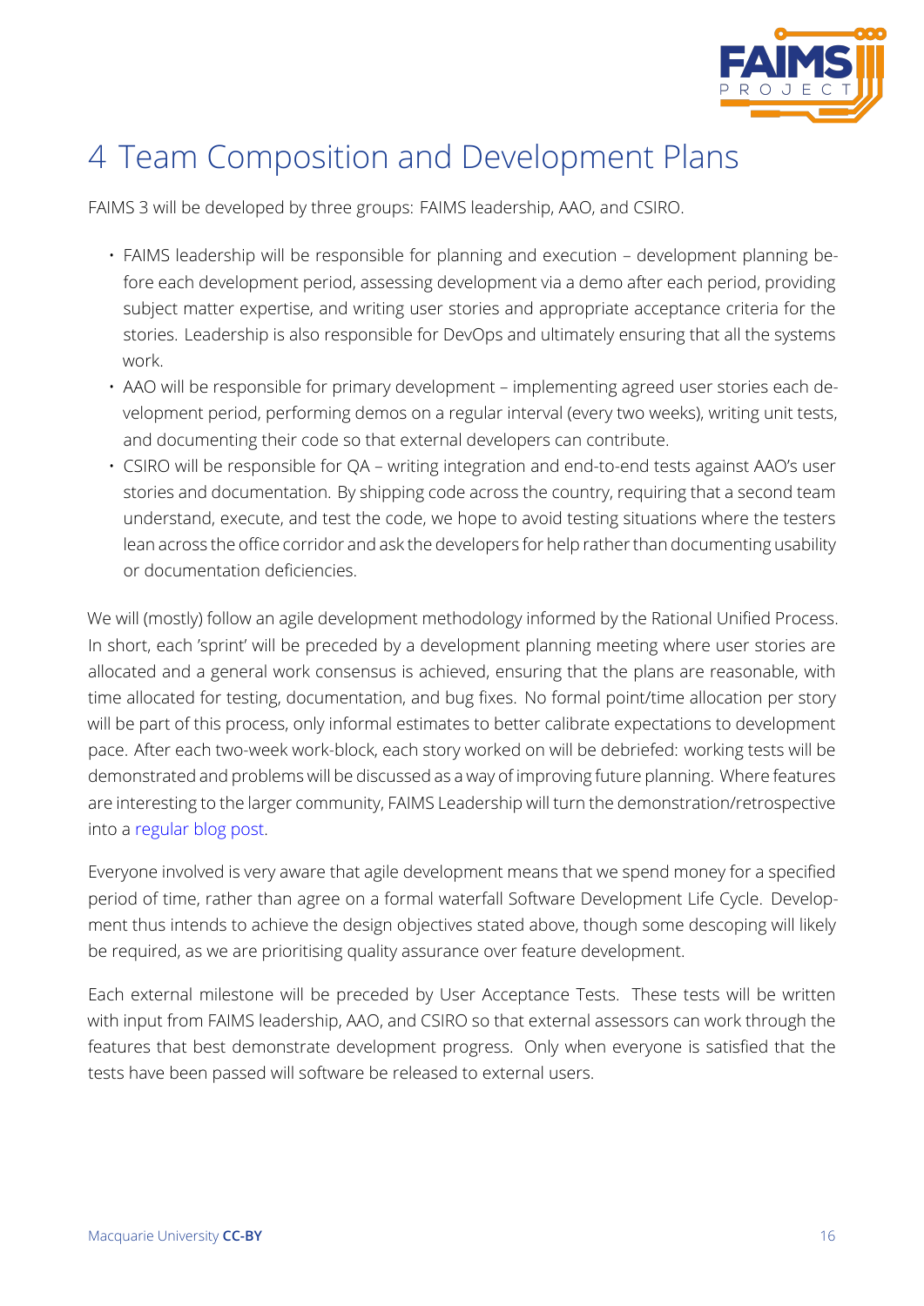# 4 Team Composition and Development Plans

FAIMS 3 will be developed by three groups: FAIMS leadership, AAO, and CSIRO.

- FAIMS leadership will be responsible for planning and execution – development planning before each development period, assessing development via a demo after each period, providing subject matter expertise, and writing user stories and appropriate acceptance criteria for the stories. Leadership is also responsible for DevOps and ultimately ensuring that all the systems work.
- AAO will be responsible for primary development – implementing agreed user stories each development period, performing demos on a regular interval (every two weeks), writing unit tests, and documenting their code so that external developers can contribute.
- CSIRO will be responsible for QA – writing integration and end-to-end tests against AAO's user stories and documentation. By shipping code across the country, requiring that a second team understand, execute, and test the code, we hope to avoid testing situations where the testers lean across the office corridor and ask the developers for help rather than documenting usability or documentation deficiencies.

We will (mostly) follow an agile development methodology informed by the Rational Unified Process. In short, each 'sprint' will be preceded by a development planning meeting where user stories are allocated and a general work consensus is achieved, ensuring that the plans are reasonable, with time allocated for testing, documentation, and bug fixes. No formal point/time allocation per story will be part of this process, only informal estimates to better calibrate expectations to development pace. After each two-week work-block, each story worked on will be debriefed: working tests will be demonstrated and problems will be discussed as a way of improving future planning. Where features are interesting to the larger community, FAIMS Leadership will turn the demonstration/retrospective into a regular blog post.

Everyone involved is very aware that agile development means that we spend money for a specified period of time, rather than agree on a formal waterfall Software Development Life Cycle. Development thus intends to achieve the design objectives stated above, though some descoping will likely be required, as we are prioritising quality assurance over feature development.

Each external milestone will be preceded by User Acceptance Tests. These tests will be written with input from FAIMS leadership, AAO, and CSIRO so that external assessors can work through the features that best demonstrate development progress. Only when everyone is satisfied that the tests have been passed will software be released to external users.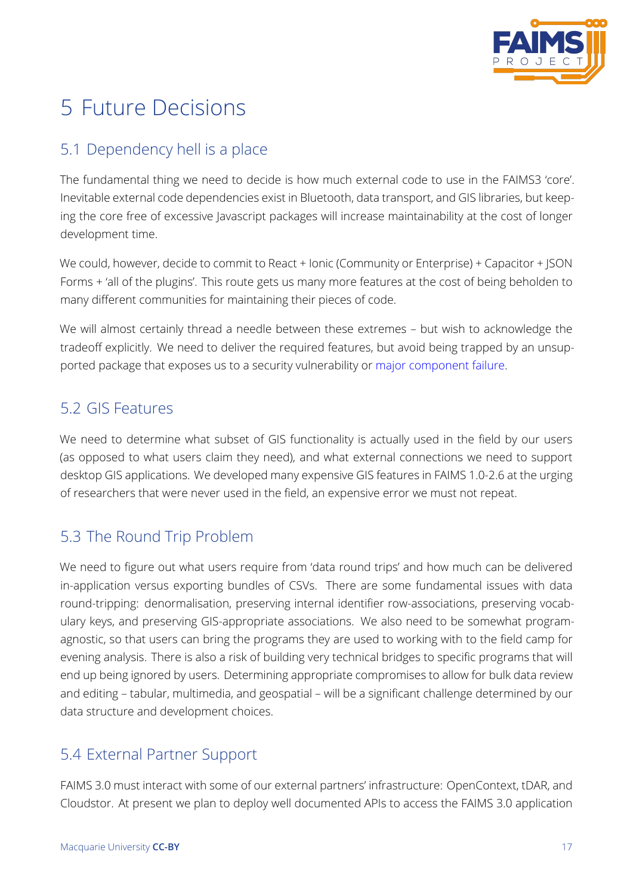# 5 Future Decisions

## 5.1 Dependency hell is a place

The fundamental thing we need to decide is how much external code to use in the FAIMS3 'core'. Inevitable external code dependencies exist in Bluetooth, data transport, and GIS libraries, but keeping the core free of excessive Javascript packages will increase maintainability at the cost of longer development time.

We could, however, decide to commit to React + Ionic (Community or Enterprise) + Capacitor + JSON Forms + 'all of the plugins'. This route gets us many more features at the cost of being beholden to many different communities for maintaining their pieces of code.

We will almost certainly thread a needle between these extremes – but wish to acknowledge the tradeoff explicitly. We need to deliver the required features, but avoid being trapped by an unsupported package that exposes us to a security vulnerability or major component failure.

## 5.2 GIS Features

We need to determine what subset of GIS functionality is actually used in the field by our users (as opposed to what users claim they need), and what external connections we need to support desktop GIS applications. We developed many expensive GIS features in FAIMS 1.0-2.6 at the urging of researchers that were never used in the field, an expensive error we must not repeat.

## 5.3 The Round Trip Problem

We need to figure out what users require from 'data round trips' and how much can be delivered in-application versus exporting bundles of CSVs. There are some fundamental issues with data round-tripping: denormalisation, preserving internal identifier row-associations, preserving vocabulary keys, and preserving GIS-appropriate associations. We also need to be somewhat program-agnostic, so that users can bring the programs they are used to working with to the field camp for evening analysis. There is also a risk of building very technical bridges to specific programs that will end up being ignored by users. Determining appropriate compromises to allow for bulk data review and editing – tabular, multimedia, and geospatial – will be a significant challenge determined by our data structure and development choices.

## 5.4 External Partner Support

FAIMS 3.0 must interact with some of our external partners' infrastructure: OpenContext, tDAR, and Cloudstor. At present we plan to deploy well documented APIs to access the FAIMS 3.0 application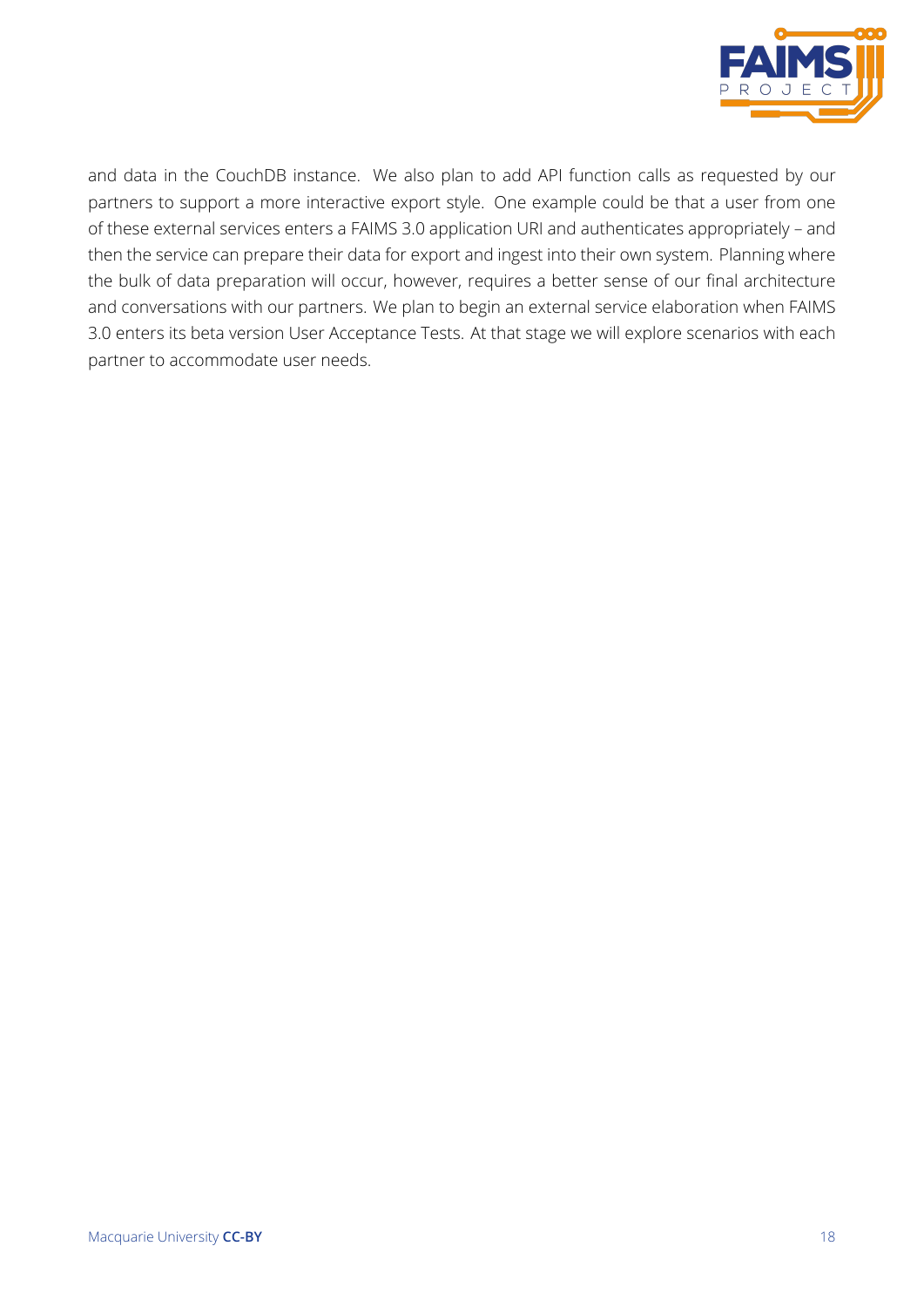and data in the CouchDB instance. We also plan to add API function calls as requested by our partners to support a more interactive export style. One example could be that a user from one of these external services enters a FAIMS 3.0 application URI and authenticates appropriately – and then the service can prepare their data for export and ingest into their own system. Planning where the bulk of data preparation will occur, however, requires a better sense of our final architecture and conversations with our partners. We plan to begin an external service elaboration when FAIMS 3.0 enters its beta version User Acceptance Tests. At that stage we will explore scenarios with each partner to accommodate user needs.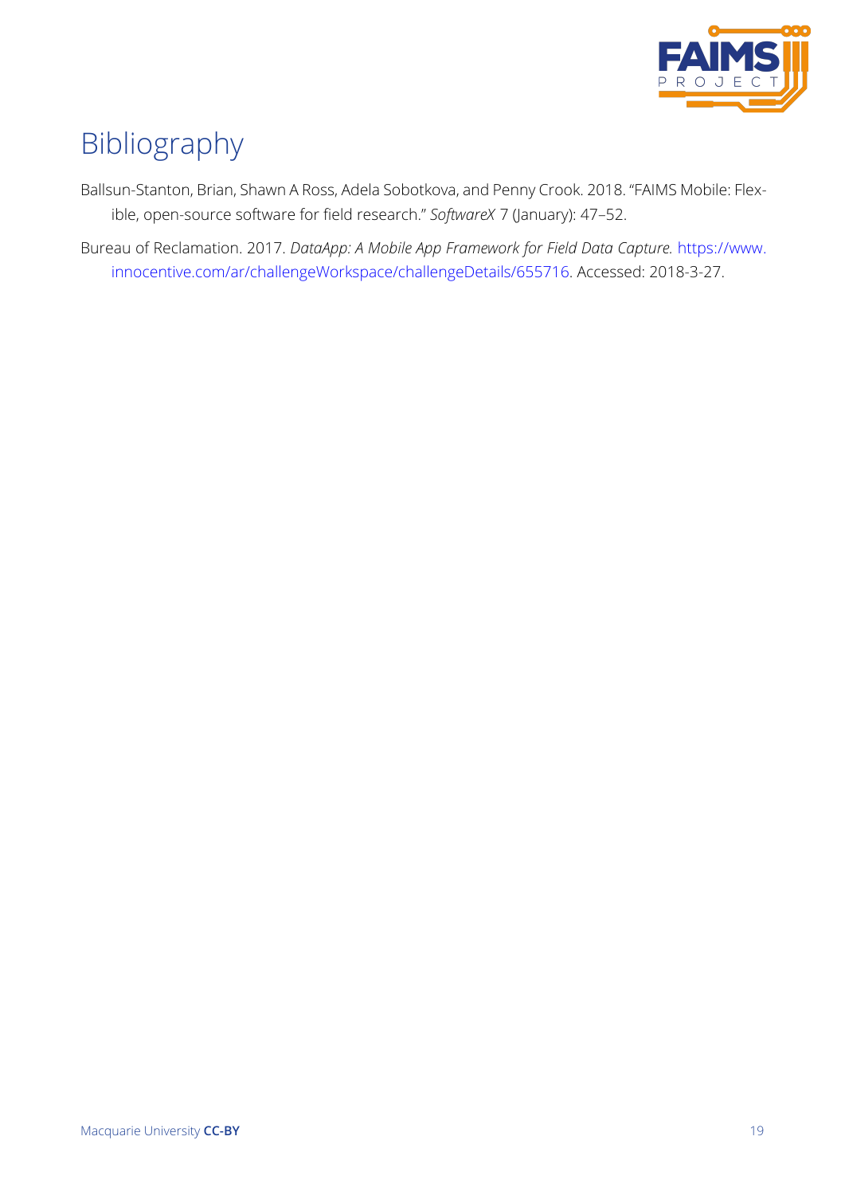# Bibliography

Ballsun-Stanton, Brian, Shawn A Ross, Adela Sobotkova, and Penny Crook. 2018. "FAIMS Mobile: Flexible, open-source software for field research." *SoftwareX* 7 (January): 47–52.

Bureau of Reclamation. 2017. *DataApp: A Mobile App Framework for Field Data Capture.* https://www.innocentive.com/ar/challengeWorkspace/challengeDetails/655716. Accessed: 2018-3-27.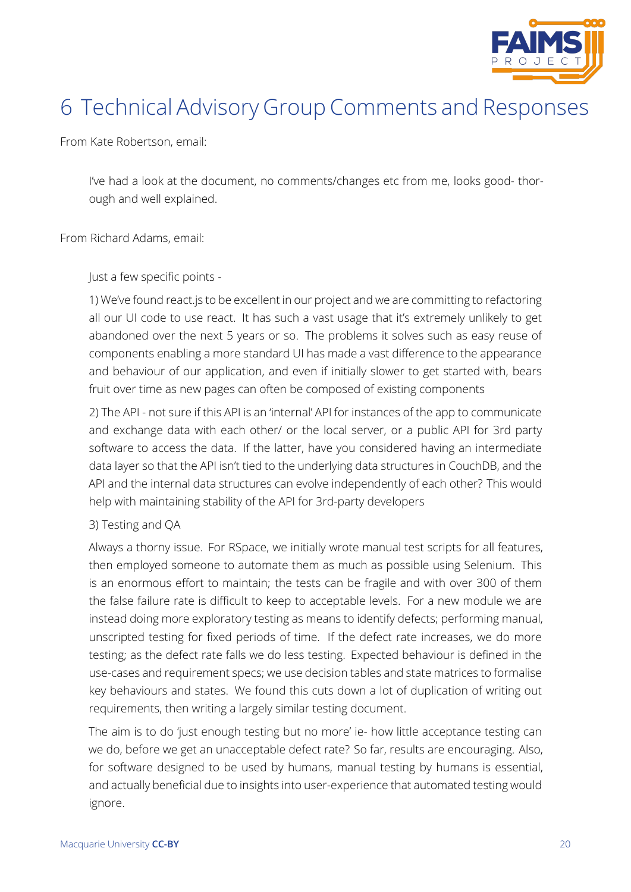# 6 Technical Advisory Group Comments and Responses

From Kate Robertson, email:

> I've had a look at the document, no comments/changes etc from me, looks good- thorough and well explained.

From Richard Adams, email:

> Just a few specific points -
>
> 1) We've found react.js to be excellent in our project and we are committing to refactoring all our UI code to use react. It has such a vast usage that it's extremely unlikely to get abandoned over the next 5 years or so. The problems it solves such as easy reuse of components enabling a more standard UI has made a vast difference to the appearance and behaviour of our application, and even if initially slower to get started with, bears fruit over time as new pages can often be composed of existing components
>
> 2) The API - not sure if this API is an 'internal' API for instances of the app to communicate and exchange data with each other/ or the local server, or a public API for 3rd party software to access the data. If the latter, have you considered having an intermediate data layer so that the API isn't tied to the underlying data structures in CouchDB, and the API and the internal data structures can evolve independently of each other? This would help with maintaining stability of the API for 3rd-party developers
>
> 3) Testing and QA
>
> Always a thorny issue. For RSpace, we initially wrote manual test scripts for all features, then employed someone to automate them as much as possible using Selenium. This is an enormous effort to maintain; the tests can be fragile and with over 300 of them the false failure rate is difficult to keep to acceptable levels. For a new module we are instead doing more exploratory testing as means to identify defects; performing manual, unscripted testing for fixed periods of time. If the defect rate increases, we do more testing; as the defect rate falls we do less testing. Expected behaviour is defined in the use-cases and requirement specs; we use decision tables and state matrices to formalise key behaviours and states. We found this cuts down a lot of duplication of writing out requirements, then writing a largely similar testing document.
>
> The aim is to do 'just enough testing but no more' ie- how little acceptance testing can we do, before we get an unacceptable defect rate? So far, results are encouraging. Also, for software designed to be used by humans, manual testing by humans is essential, and actually beneficial due to insights into user-experience that automated testing would ignore.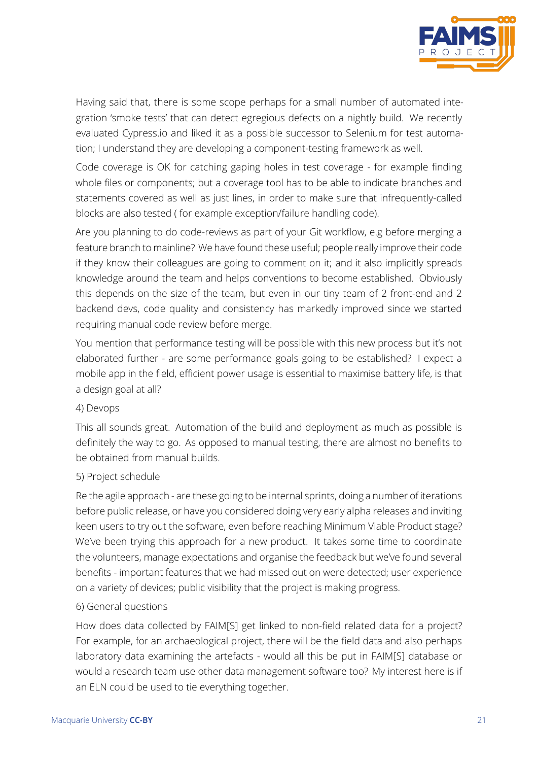Having said that, there is some scope perhaps for a small number of automated integration 'smoke tests' that can detect egregious defects on a nightly build. We recently evaluated Cypress.io and liked it as a possible successor to Selenium for test automation; I understand they are developing a component-testing framework as well.

Code coverage is OK for catching gaping holes in test coverage - for example finding whole files or components; but a coverage tool has to be able to indicate branches and statements covered as well as just lines, in order to make sure that infrequently-called blocks are also tested ( for example exception/failure handling code).

Are you planning to do code-reviews as part of your Git workflow, e.g before merging a feature branch to mainline? We have found these useful; people really improve their code if they know their colleagues are going to comment on it; and it also implicitly spreads knowledge around the team and helps conventions to become established. Obviously this depends on the size of the team, but even in our tiny team of 2 front-end and 2 backend devs, code quality and consistency has markedly improved since we started requiring manual code review before merge.

You mention that performance testing will be possible with this new process but it's not elaborated further - are some performance goals going to be established? I expect a mobile app in the field, efficient power usage is essential to maximise battery life, is that a design goal at all?

4) Devops

This all sounds great. Automation of the build and deployment as much as possible is definitely the way to go. As opposed to manual testing, there are almost no benefits to be obtained from manual builds.

5) Project schedule

Re the agile approach - are these going to be internal sprints, doing a number of iterations before public release, or have you considered doing very early alpha releases and inviting keen users to try out the software, even before reaching Minimum Viable Product stage? We've been trying this approach for a new product. It takes some time to coordinate the volunteers, manage expectations and organise the feedback but we've found several benefits - important features that we had missed out on were detected; user experience on a variety of devices; public visibility that the project is making progress.

6) General questions

How does data collected by FAIM[S] get linked to non-field related data for a project? For example, for an archaeological project, there will be the field data and also perhaps laboratory data examining the artefacts - would all this be put in FAIM[S] database or would a research team use other data management software too? My interest here is if an ELN could be used to tie everything together.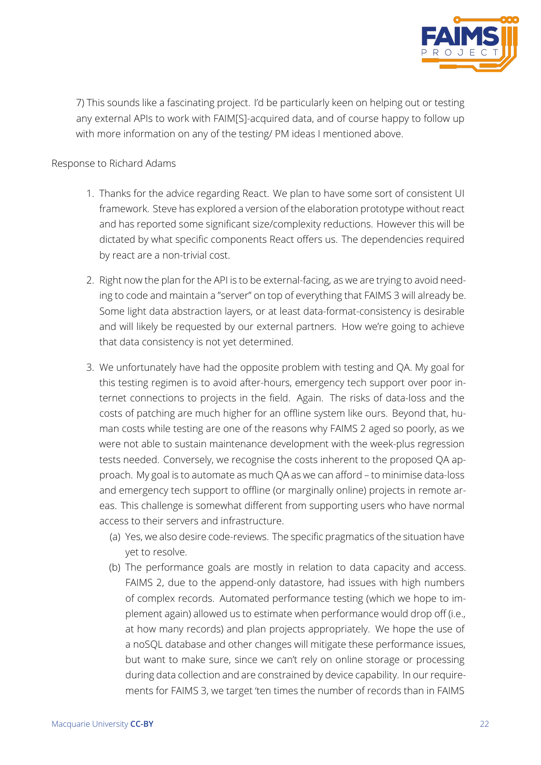7) This sounds like a fascinating project. I'd be particularly keen on helping out or testing any external APIs to work with FAIM[S]-acquired data, and of course happy to follow up with more information on any of the testing/ PM ideas I mentioned above.

Response to Richard Adams

1. Thanks for the advice regarding React. We plan to have some sort of consistent UI framework. Steve has explored a version of the elaboration prototype without react and has reported some significant size/complexity reductions. However this will be dictated by what specific components React offers us. The dependencies required by react are a non-trivial cost.

2. Right now the plan for the API is to be external-facing, as we are trying to avoid needing to code and maintain a "server" on top of everything that FAIMS 3 will already be. Some light data abstraction layers, or at least data-format-consistency is desirable and will likely be requested by our external partners. How we're going to achieve that data consistency is not yet determined.

3. We unfortunately have had the opposite problem with testing and QA. My goal for this testing regimen is to avoid after-hours, emergency tech support over poor internet connections to projects in the field. Again. The risks of data-loss and the costs of patching are much higher for an offline system like ours. Beyond that, human costs while testing are one of the reasons why FAIMS 2 aged so poorly, as we were not able to sustain maintenance development with the week-plus regression tests needed. Conversely, we recognise the costs inherent to the proposed QA approach. My goal is to automate as much QA as we can afford – to minimise data-loss and emergency tech support to offline (or marginally online) projects in remote areas. This challenge is somewhat different from supporting users who have normal access to their servers and infrastructure.

   (a) Yes, we also desire code-reviews. The specific pragmatics of the situation have yet to resolve.

   (b) The performance goals are mostly in relation to data capacity and access. FAIMS 2, due to the append-only datastore, had issues with high numbers of complex records. Automated performance testing (which we hope to implement again) allowed us to estimate when performance would drop off (i.e., at how many records) and plan projects appropriately. We hope the use of a noSQL database and other changes will mitigate these performance issues, but want to make sure, since we can't rely on online storage or processing during data collection and are constrained by device capability. In our requirements for FAIMS 3, we target 'ten times the number of records than in FAIMS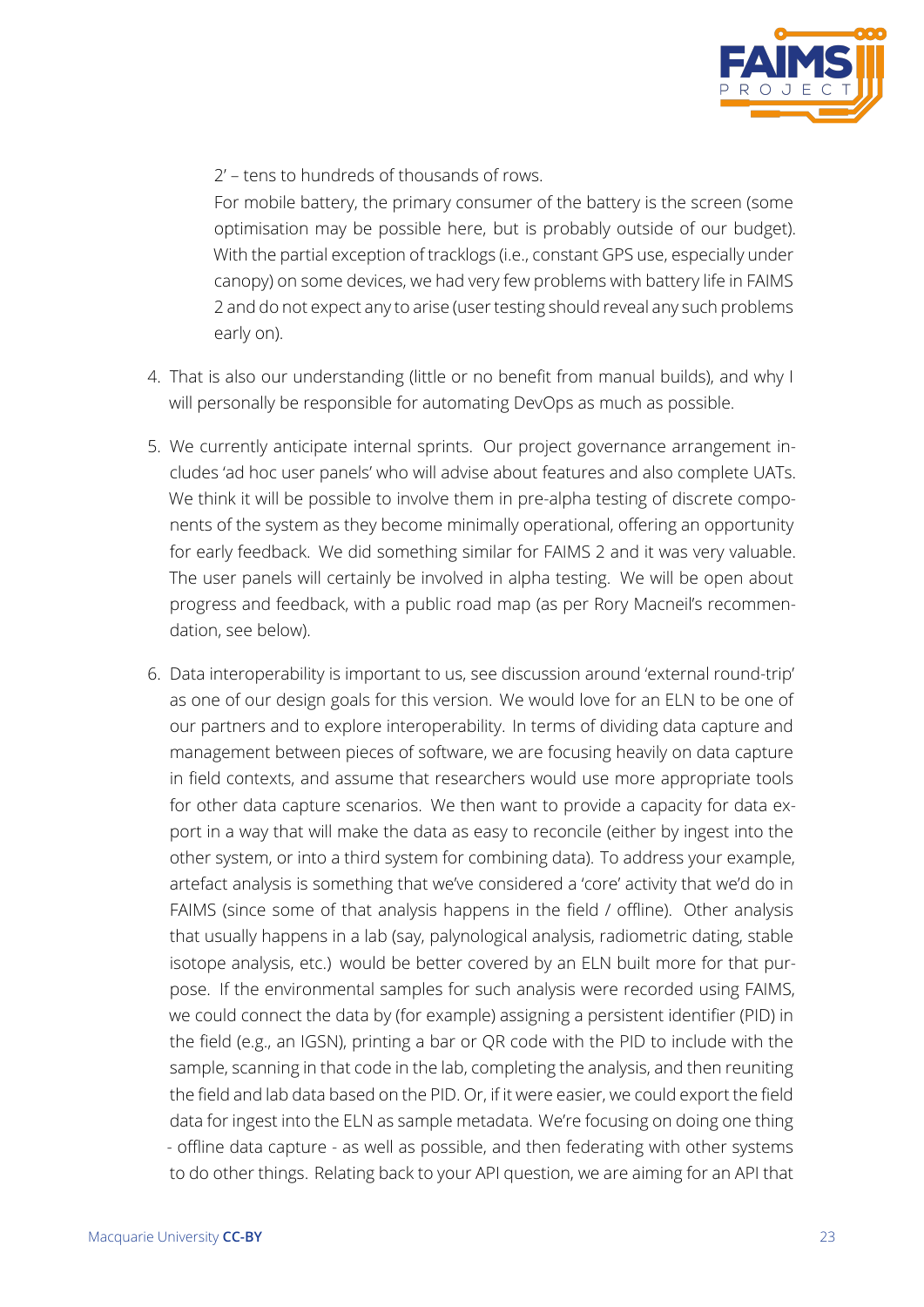2' – tens to hundreds of thousands of rows.

For mobile battery, the primary consumer of the battery is the screen (some optimisation may be possible here, but is probably outside of our budget). With the partial exception of tracklogs (i.e., constant GPS use, especially under canopy) on some devices, we had very few problems with battery life in FAIMS 2 and do not expect any to arise (user testing should reveal any such problems early on).

4. That is also our understanding (little or no benefit from manual builds), and why I will personally be responsible for automating DevOps as much as possible.

5. We currently anticipate internal sprints. Our project governance arrangement includes 'ad hoc user panels' who will advise about features and also complete UATs. We think it will be possible to involve them in pre-alpha testing of discrete components of the system as they become minimally operational, offering an opportunity for early feedback. We did something similar for FAIMS 2 and it was very valuable. The user panels will certainly be involved in alpha testing. We will be open about progress and feedback, with a public road map (as per Rory Macneil's recommendation, see below).

6. Data interoperability is important to us, see discussion around 'external round-trip' as one of our design goals for this version. We would love for an ELN to be one of our partners and to explore interoperability. In terms of dividing data capture and management between pieces of software, we are focusing heavily on data capture in field contexts, and assume that researchers would use more appropriate tools for other data capture scenarios. We then want to provide a capacity for data export in a way that will make the data as easy to reconcile (either by ingest into the other system, or into a third system for combining data). To address your example, artefact analysis is something that we've considered a 'core' activity that we'd do in FAIMS (since some of that analysis happens in the field / offline). Other analysis that usually happens in a lab (say, palynological analysis, radiometric dating, stable isotope analysis, etc.) would be better covered by an ELN built more for that purpose. If the environmental samples for such analysis were recorded using FAIMS, we could connect the data by (for example) assigning a persistent identifier (PID) in the field (e.g., an IGSN), printing a bar or QR code with the PID to include with the sample, scanning in that code in the lab, completing the analysis, and then reuniting the field and lab data based on the PID. Or, if it were easier, we could export the field data for ingest into the ELN as sample metadata. We're focusing on doing one thing - offline data capture - as well as possible, and then federating with other systems to do other things. Relating back to your API question, we are aiming for an API that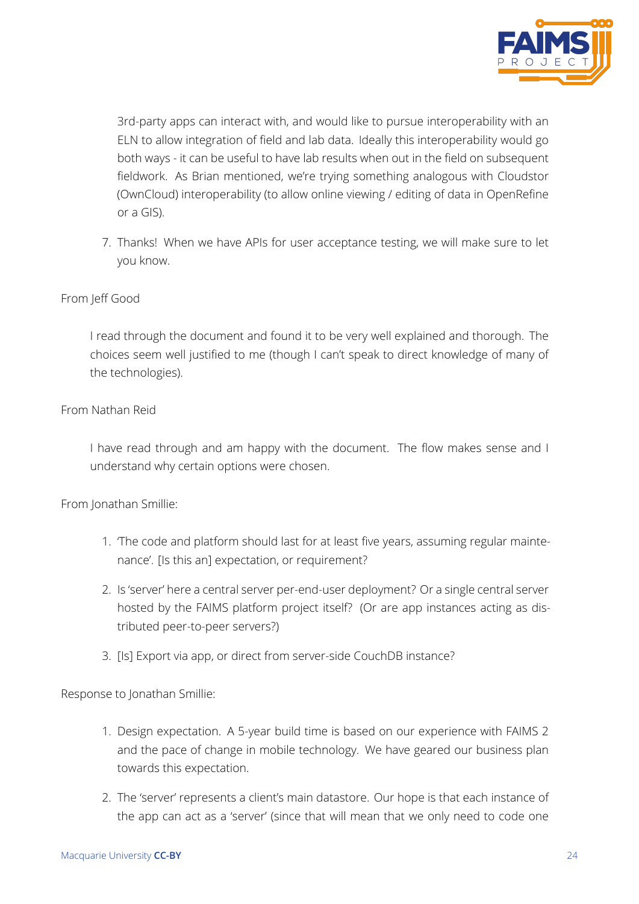3rd-party apps can interact with, and would like to pursue interoperability with an ELN to allow integration of field and lab data. Ideally this interoperability would go both ways - it can be useful to have lab results when out in the field on subsequent fieldwork. As Brian mentioned, we're trying something analogous with Cloudstor (OwnCloud) interoperability (to allow online viewing / editing of data in OpenRefine or a GIS).

7. Thanks! When we have APIs for user acceptance testing, we will make sure to let you know.

From Jeff Good

> I read through the document and found it to be very well explained and thorough. The choices seem well justified to me (though I can't speak to direct knowledge of many of the technologies).

From Nathan Reid

> I have read through and am happy with the document. The flow makes sense and I understand why certain options were chosen.

From Jonathan Smillie:

1. 'The code and platform should last for at least five years, assuming regular maintenance'. [Is this an] expectation, or requirement?
2. Is 'server' here a central server per-end-user deployment? Or a single central server hosted by the FAIMS platform project itself? (Or are app instances acting as distributed peer-to-peer servers?)
3. [Is] Export via app, or direct from server-side CouchDB instance?

Response to Jonathan Smillie:

1. Design expectation. A 5-year build time is based on our experience with FAIMS 2 and the pace of change in mobile technology. We have geared our business plan towards this expectation.
2. The 'server' represents a client's main datastore. Our hope is that each instance of the app can act as a 'server' (since that will mean that we only need to code one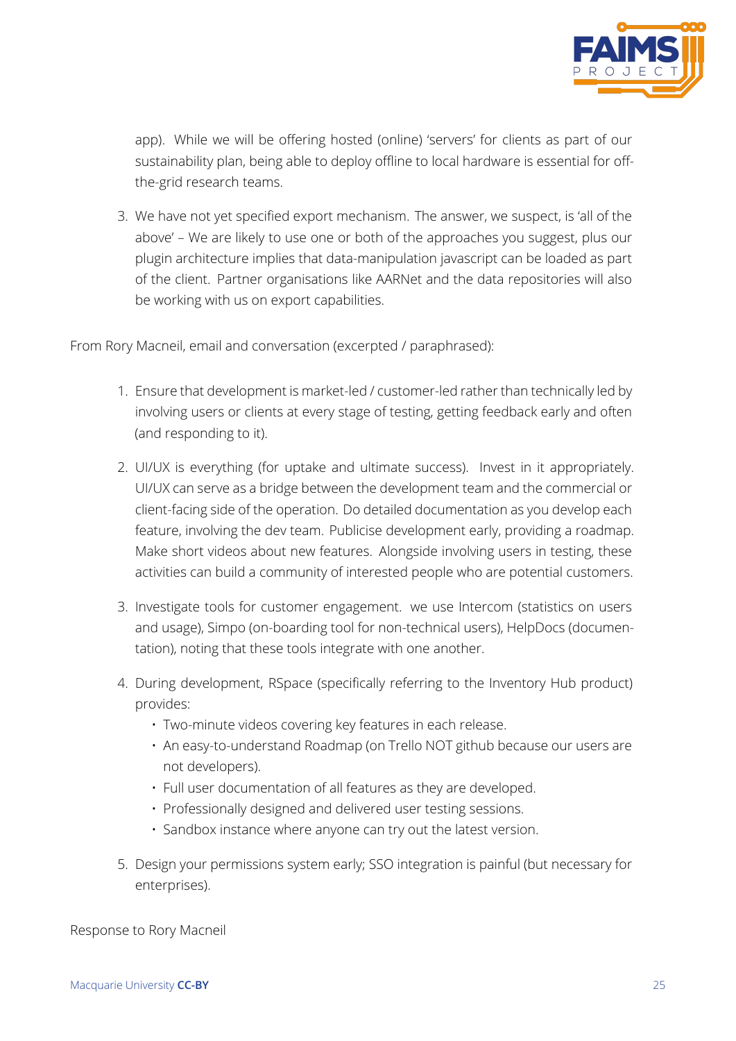app). While we will be offering hosted (online) 'servers' for clients as part of our sustainability plan, being able to deploy offline to local hardware is essential for off-the-grid research teams.

3. We have not yet specified export mechanism. The answer, we suspect, is 'all of the above' – We are likely to use one or both of the approaches you suggest, plus our plugin architecture implies that data-manipulation javascript can be loaded as part of the client. Partner organisations like AARNet and the data repositories will also be working with us on export capabilities.

From Rory Macneil, email and conversation (excerpted / paraphrased):

1. Ensure that development is market-led / customer-led rather than technically led by involving users or clients at every stage of testing, getting feedback early and often (and responding to it).

2. UI/UX is everything (for uptake and ultimate success). Invest in it appropriately. UI/UX can serve as a bridge between the development team and the commercial or client-facing side of the operation. Do detailed documentation as you develop each feature, involving the dev team. Publicise development early, providing a roadmap. Make short videos about new features. Alongside involving users in testing, these activities can build a community of interested people who are potential customers.

3. Investigate tools for customer engagement. we use Intercom (statistics on users and usage), Simpo (on-boarding tool for non-technical users), HelpDocs (documentation), noting that these tools integrate with one another.

4. During development, RSpace (specifically referring to the Inventory Hub product) provides:
   - Two-minute videos covering key features in each release.
   - An easy-to-understand Roadmap (on Trello NOT github because our users are not developers).
   - Full user documentation of all features as they are developed.
   - Professionally designed and delivered user testing sessions.
   - Sandbox instance where anyone can try out the latest version.

5. Design your permissions system early; SSO integration is painful (but necessary for enterprises).

Response to Rory Macneil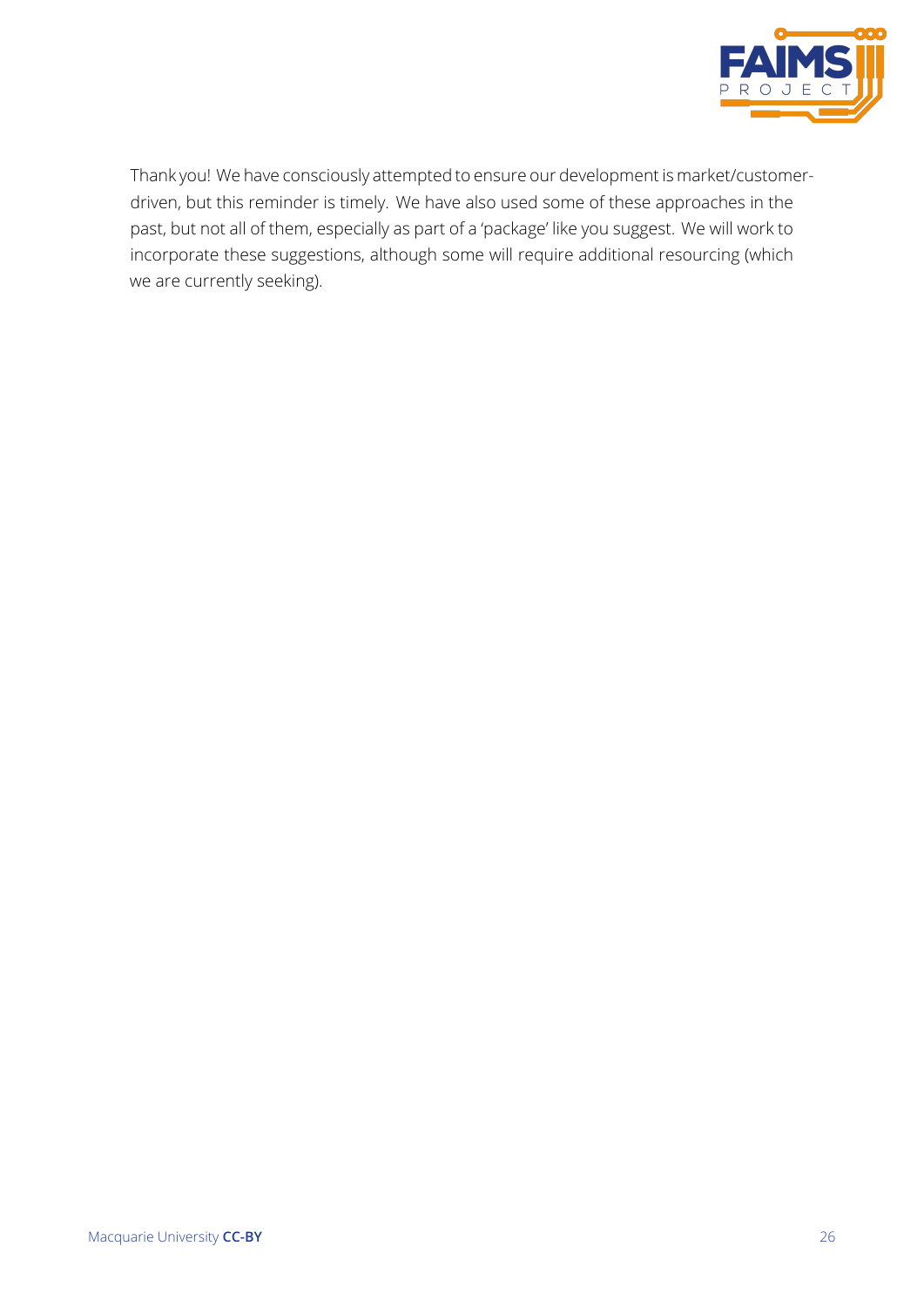Thank you! We have consciously attempted to ensure our development is market/customer-driven, but this reminder is timely. We have also used some of these approaches in the past, but not all of them, especially as part of a 'package' like you suggest. We will work to incorporate these suggestions, although some will require additional resourcing (which we are currently seeking).